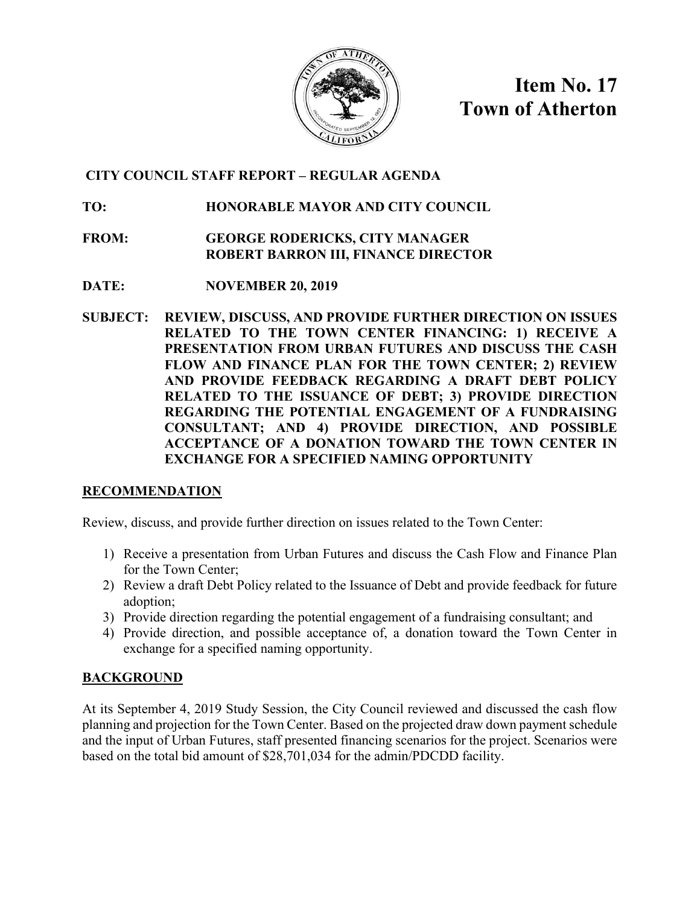# Item No. 17
# Town of Atherton

**CITY COUNCIL STAFF REPORT – REGULAR AGENDA**

**TO:** HONORABLE MAYOR AND CITY COUNCIL

**FROM:** GEORGE RODERICKS, CITY MANAGER
ROBERT BARRON III, FINANCE DIRECTOR

**DATE:** NOVEMBER 20, 2019

**SUBJECT: REVIEW, DISCUSS, AND PROVIDE FURTHER DIRECTION ON ISSUES RELATED TO THE TOWN CENTER FINANCING: 1) RECEIVE A PRESENTATION FROM URBAN FUTURES AND DISCUSS THE CASH FLOW AND FINANCE PLAN FOR THE TOWN CENTER; 2) REVIEW AND PROVIDE FEEDBACK REGARDING A DRAFT DEBT POLICY RELATED TO THE ISSUANCE OF DEBT; 3) PROVIDE DIRECTION REGARDING THE POTENTIAL ENGAGEMENT OF A FUNDRAISING CONSULTANT; AND 4) PROVIDE DIRECTION, AND POSSIBLE ACCEPTANCE OF A DONATION TOWARD THE TOWN CENTER IN EXCHANGE FOR A SPECIFIED NAMING OPPORTUNITY**

## RECOMMENDATION

Review, discuss, and provide further direction on issues related to the Town Center:

1) Receive a presentation from Urban Futures and discuss the Cash Flow and Finance Plan for the Town Center;
2) Review a draft Debt Policy related to the Issuance of Debt and provide feedback for future adoption;
3) Provide direction regarding the potential engagement of a fundraising consultant; and
4) Provide direction, and possible acceptance of, a donation toward the Town Center in exchange for a specified naming opportunity.

## BACKGROUND

At its September 4, 2019 Study Session, the City Council reviewed and discussed the cash flow planning and projection for the Town Center. Based on the projected draw down payment schedule and the input of Urban Futures, staff presented financing scenarios for the project. Scenarios were based on the total bid amount of $28,701,034 for the admin/PDCDD facility.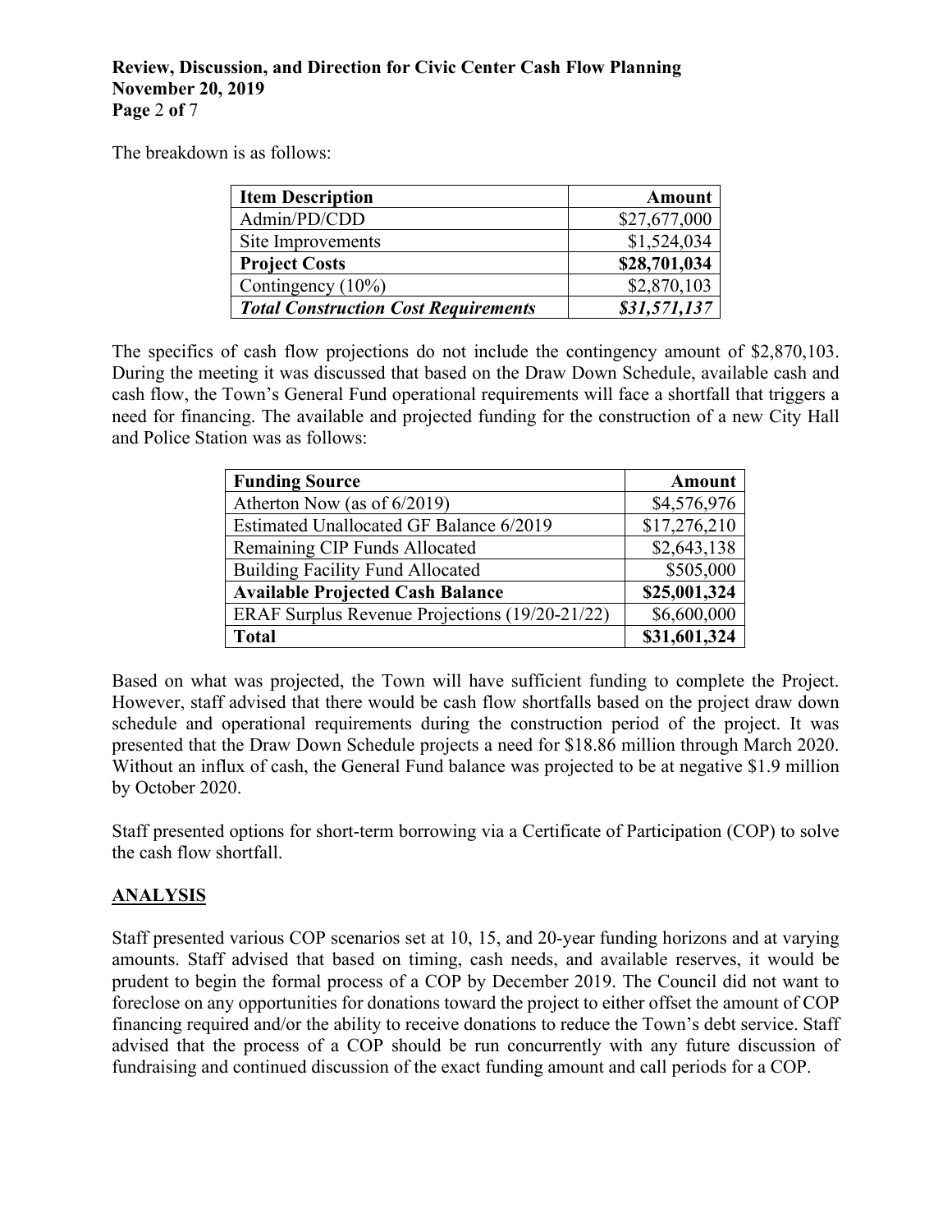The breakdown is as follows:

| **Item Description** | **Amount** |
|---|---:|
| Admin/PD/CDD | $27,677,000 |
| Site Improvements | $1,524,034 |
| **Project Costs** | **$28,701,034** |
| Contingency (10%) | $2,870,103 |
| ***Total Construction Cost Requirements*** | ***$31,571,137*** |

The specifics of cash flow projections do not include the contingency amount of $2,870,103. During the meeting it was discussed that based on the Draw Down Schedule, available cash and cash flow, the Town's General Fund operational requirements will face a shortfall that triggers a need for financing. The available and projected funding for the construction of a new City Hall and Police Station was as follows:

| **Funding Source** | **Amount** |
|---|---:|
| Atherton Now (as of 6/2019) | $4,576,976 |
| Estimated Unallocated GF Balance 6/2019 | $17,276,210 |
| Remaining CIP Funds Allocated | $2,643,138 |
| Building Facility Fund Allocated | $505,000 |
| **Available Projected Cash Balance** | **$25,001,324** |
| ERAF Surplus Revenue Projections (19/20-21/22) | $6,600,000 |
| **Total** | **$31,601,324** |

Based on what was projected, the Town will have sufficient funding to complete the Project. However, staff advised that there would be cash flow shortfalls based on the project draw down schedule and operational requirements during the construction period of the project. It was presented that the Draw Down Schedule projects a need for $18.86 million through March 2020. Without an influx of cash, the General Fund balance was projected to be at negative $1.9 million by October 2020.

Staff presented options for short-term borrowing via a Certificate of Participation (COP) to solve the cash flow shortfall.

## ANALYSIS

Staff presented various COP scenarios set at 10, 15, and 20-year funding horizons and at varying amounts. Staff advised that based on timing, cash needs, and available reserves, it would be prudent to begin the formal process of a COP by December 2019. The Council did not want to foreclose on any opportunities for donations toward the project to either offset the amount of COP financing required and/or the ability to receive donations to reduce the Town's debt service. Staff advised that the process of a COP should be run concurrently with any future discussion of fundraising and continued discussion of the exact funding amount and call periods for a COP.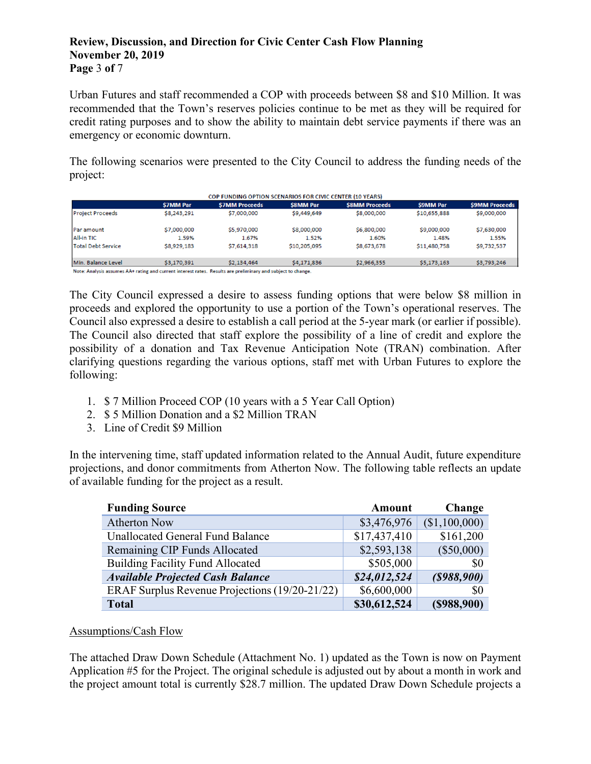Urban Futures and staff recommended a COP with proceeds between $8 and $10 Million. It was recommended that the Town's reserves policies continue to be met as they will be required for credit rating purposes and to show the ability to maintain debt service payments if there was an emergency or economic downturn.

The following scenarios were presented to the City Council to address the funding needs of the project:

| COP FUNDING OPTION SCENARIOS FOR CIVIC CENTER (10 YEARS) | | | | | | |
|---|---|---|---|---|---|---|
| | $7MM Par | $7MM Proceeds | $8MM Par | $8MM Proceeds | $9MM Par | $9MM Proceeds |
| Project Proceeds | $8,243,291 | $7,000,000 | $9,449,649 | $8,000,000 | $10,655,888 | $9,000,000 |
| Par amount | $7,000,000 | $5,970,000 | $8,000,000 | $6,800,000 | $9,000,000 | $7,630,000 |
| All-in TIC | 1.59% | 1.67% | 1.52% | 1.60% | 1.48% | 1.55% |
| Total Debt Service | $8,929,183 | $7,614,318 | $10,205,095 | $8,673,678 | $11,480,758 | $9,732,537 |
| Min. Balance Level | $3,170,391 | $2,134,464 | $4,171,836 | $2,966,355 | $5,173,163 | $3,793,246 |

Note: Analysis assumes AA+ rating and current interest rates. Results are preliminary and subject to change.

The City Council expressed a desire to assess funding options that were below $8 million in proceeds and explored the opportunity to use a portion of the Town's operational reserves. The Council also expressed a desire to establish a call period at the 5-year mark (or earlier if possible). The Council also directed that staff explore the possibility of a line of credit and explore the possibility of a donation and Tax Revenue Anticipation Note (TRAN) combination. After clarifying questions regarding the various options, staff met with Urban Futures to explore the following:

1. $ 7 Million Proceed COP (10 years with a 5 Year Call Option)
2. $ 5 Million Donation and a $2 Million TRAN
3. Line of Credit $9 Million

In the intervening time, staff updated information related to the Annual Audit, future expenditure projections, and donor commitments from Atherton Now. The following table reflects an update of available funding for the project as a result.

| Funding Source | Amount | Change |
|---|---|---|
| Atherton Now | $3,476,976 | ($1,100,000) |
| Unallocated General Fund Balance | $17,437,410 | $161,200 |
| Remaining CIP Funds Allocated | $2,593,138 | ($50,000) |
| Building Facility Fund Allocated | $505,000 | $0 |
| ***Available Projected Cash Balance*** | ***$24,012,524*** | ***($988,900)*** |
| ERAF Surplus Revenue Projections (19/20-21/22) | $6,600,000 | $0 |
| **Total** | **$30,612,524** | **($988,900)** |

Assumptions/Cash Flow

The attached Draw Down Schedule (Attachment No. 1) updated as the Town is now on Payment Application #5 for the Project. The original schedule is adjusted out by about a month in work and the project amount total is currently $28.7 million. The updated Draw Down Schedule projects a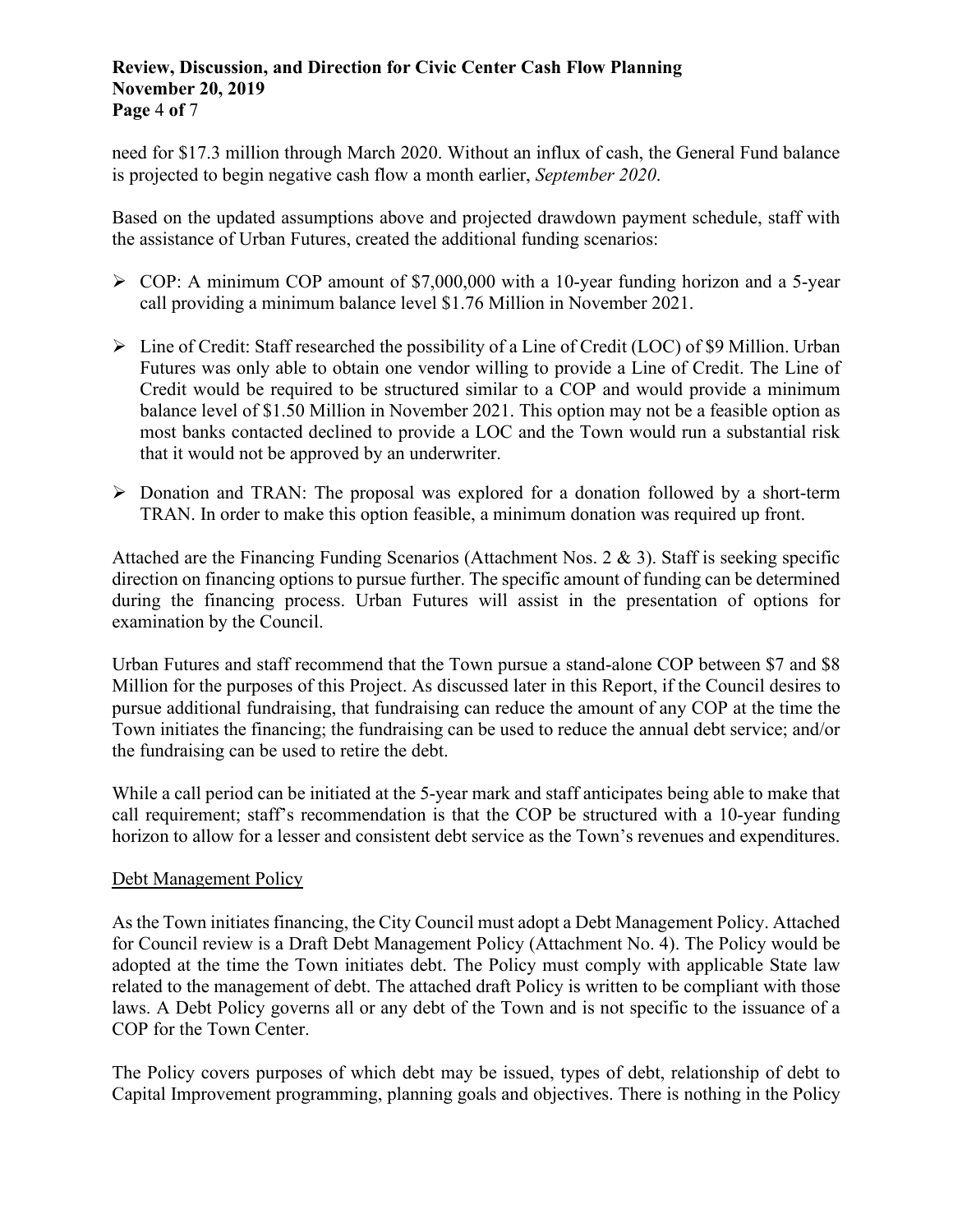need for $17.3 million through March 2020. Without an influx of cash, the General Fund balance is projected to begin negative cash flow a month earlier, *September 2020*.

Based on the updated assumptions above and projected drawdown payment schedule, staff with the assistance of Urban Futures, created the additional funding scenarios:

- COP: A minimum COP amount of $7,000,000 with a 10-year funding horizon and a 5-year call providing a minimum balance level $1.76 Million in November 2021.
- Line of Credit: Staff researched the possibility of a Line of Credit (LOC) of $9 Million. Urban Futures was only able to obtain one vendor willing to provide a Line of Credit. The Line of Credit would be required to be structured similar to a COP and would provide a minimum balance level of $1.50 Million in November 2021. This option may not be a feasible option as most banks contacted declined to provide a LOC and the Town would run a substantial risk that it would not be approved by an underwriter.
- Donation and TRAN: The proposal was explored for a donation followed by a short-term TRAN. In order to make this option feasible, a minimum donation was required up front.

Attached are the Financing Funding Scenarios (Attachment Nos. 2 & 3). Staff is seeking specific direction on financing options to pursue further. The specific amount of funding can be determined during the financing process. Urban Futures will assist in the presentation of options for examination by the Council.

Urban Futures and staff recommend that the Town pursue a stand-alone COP between $7 and $8 Million for the purposes of this Project. As discussed later in this Report, if the Council desires to pursue additional fundraising, that fundraising can reduce the amount of any COP at the time the Town initiates the financing; the fundraising can be used to reduce the annual debt service; and/or the fundraising can be used to retire the debt.

While a call period can be initiated at the 5-year mark and staff anticipates being able to make that call requirement; staff's recommendation is that the COP be structured with a 10-year funding horizon to allow for a lesser and consistent debt service as the Town's revenues and expenditures.

<u>Debt Management Policy</u>

As the Town initiates financing, the City Council must adopt a Debt Management Policy. Attached for Council review is a Draft Debt Management Policy (Attachment No. 4). The Policy would be adopted at the time the Town initiates debt. The Policy must comply with applicable State law related to the management of debt. The attached draft Policy is written to be compliant with those laws. A Debt Policy governs all or any debt of the Town and is not specific to the issuance of a COP for the Town Center.

The Policy covers purposes of which debt may be issued, types of debt, relationship of debt to Capital Improvement programming, planning goals and objectives. There is nothing in the Policy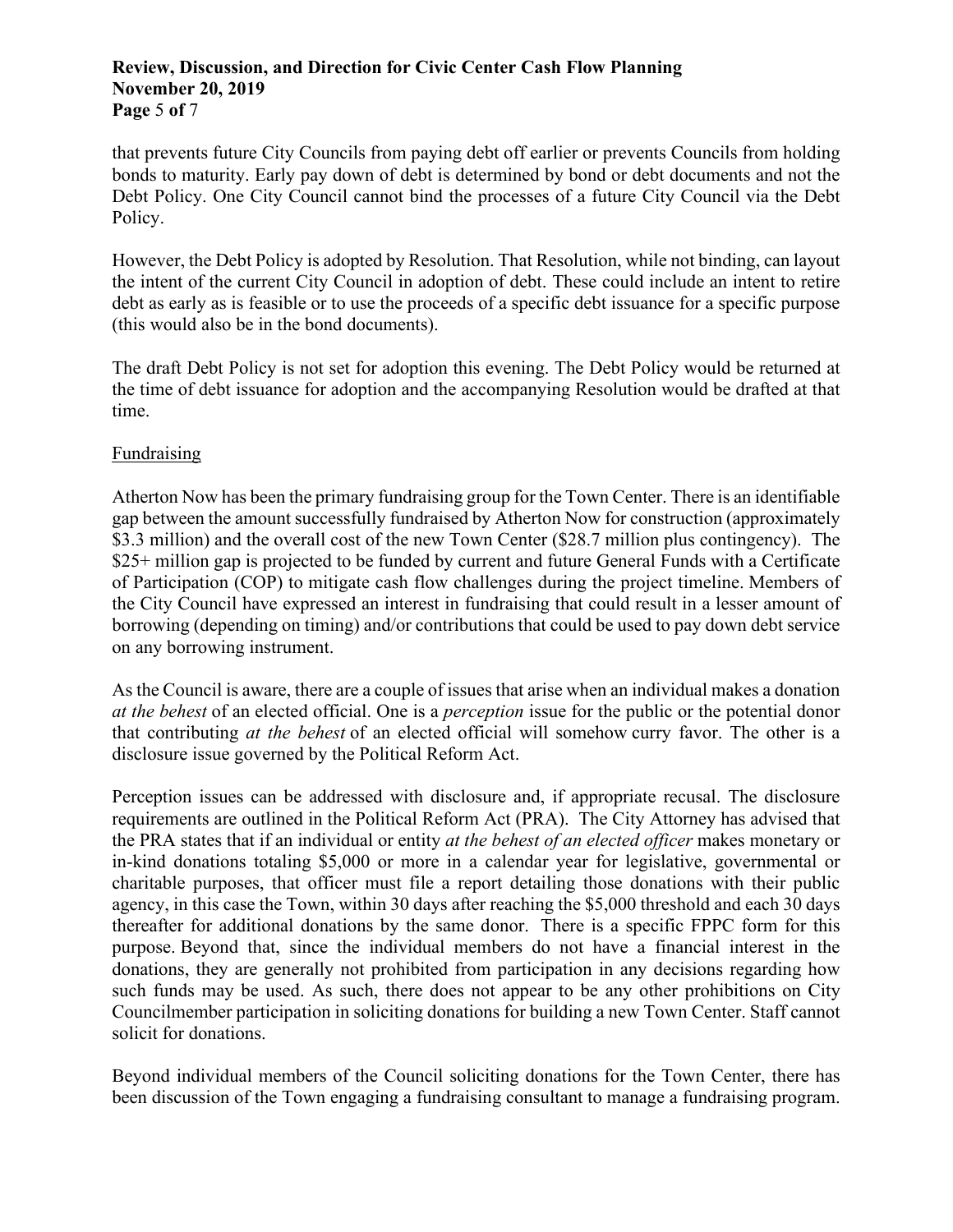that prevents future City Councils from paying debt off earlier or prevents Councils from holding bonds to maturity. Early pay down of debt is determined by bond or debt documents and not the Debt Policy. One City Council cannot bind the processes of a future City Council via the Debt Policy.

However, the Debt Policy is adopted by Resolution. That Resolution, while not binding, can layout the intent of the current City Council in adoption of debt. These could include an intent to retire debt as early as is feasible or to use the proceeds of a specific debt issuance for a specific purpose (this would also be in the bond documents).

The draft Debt Policy is not set for adoption this evening. The Debt Policy would be returned at the time of debt issuance for adoption and the accompanying Resolution would be drafted at that time.

Fundraising

Atherton Now has been the primary fundraising group for the Town Center. There is an identifiable gap between the amount successfully fundraised by Atherton Now for construction (approximately $3.3 million) and the overall cost of the new Town Center ($28.7 million plus contingency). The $25+ million gap is projected to be funded by current and future General Funds with a Certificate of Participation (COP) to mitigate cash flow challenges during the project timeline. Members of the City Council have expressed an interest in fundraising that could result in a lesser amount of borrowing (depending on timing) and/or contributions that could be used to pay down debt service on any borrowing instrument.

As the Council is aware, there are a couple of issues that arise when an individual makes a donation *at the behest* of an elected official. One is a *perception* issue for the public or the potential donor that contributing *at the behest* of an elected official will somehow curry favor. The other is a disclosure issue governed by the Political Reform Act.

Perception issues can be addressed with disclosure and, if appropriate recusal. The disclosure requirements are outlined in the Political Reform Act (PRA). The City Attorney has advised that the PRA states that if an individual or entity *at the behest of an elected officer* makes monetary or in-kind donations totaling $5,000 or more in a calendar year for legislative, governmental or charitable purposes, that officer must file a report detailing those donations with their public agency, in this case the Town, within 30 days after reaching the $5,000 threshold and each 30 days thereafter for additional donations by the same donor. There is a specific FPPC form for this purpose. Beyond that, since the individual members do not have a financial interest in the donations, they are generally not prohibited from participation in any decisions regarding how such funds may be used. As such, there does not appear to be any other prohibitions on City Councilmember participation in soliciting donations for building a new Town Center. Staff cannot solicit for donations.

Beyond individual members of the Council soliciting donations for the Town Center, there has been discussion of the Town engaging a fundraising consultant to manage a fundraising program.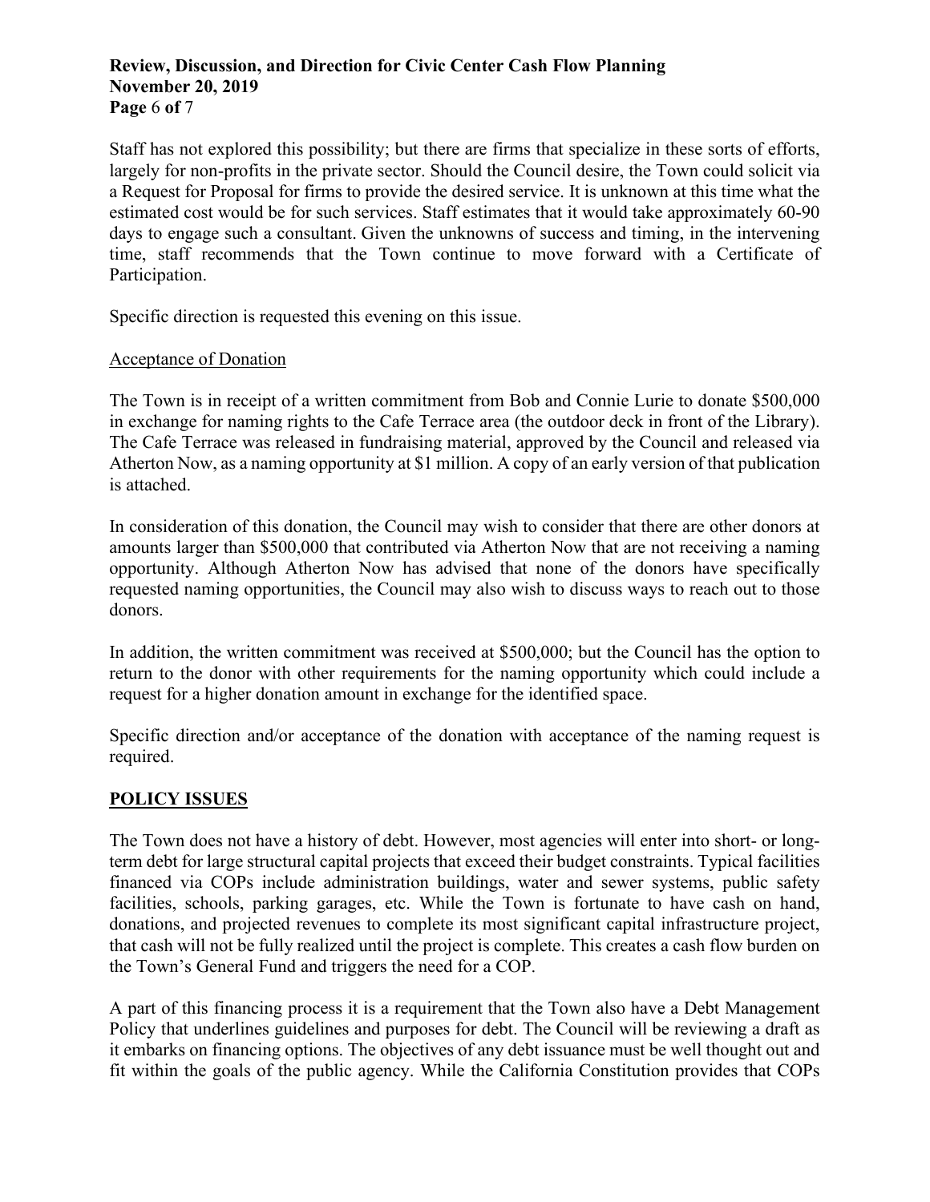Staff has not explored this possibility; but there are firms that specialize in these sorts of efforts, largely for non-profits in the private sector. Should the Council desire, the Town could solicit via a Request for Proposal for firms to provide the desired service. It is unknown at this time what the estimated cost would be for such services. Staff estimates that it would take approximately 60-90 days to engage such a consultant. Given the unknowns of success and timing, in the intervening time, staff recommends that the Town continue to move forward with a Certificate of Participation.

Specific direction is requested this evening on this issue.

Acceptance of Donation

The Town is in receipt of a written commitment from Bob and Connie Lurie to donate $500,000 in exchange for naming rights to the Cafe Terrace area (the outdoor deck in front of the Library). The Cafe Terrace was released in fundraising material, approved by the Council and released via Atherton Now, as a naming opportunity at $1 million. A copy of an early version of that publication is attached.

In consideration of this donation, the Council may wish to consider that there are other donors at amounts larger than $500,000 that contributed via Atherton Now that are not receiving a naming opportunity. Although Atherton Now has advised that none of the donors have specifically requested naming opportunities, the Council may also wish to discuss ways to reach out to those donors.

In addition, the written commitment was received at $500,000; but the Council has the option to return to the donor with other requirements for the naming opportunity which could include a request for a higher donation amount in exchange for the identified space.

Specific direction and/or acceptance of the donation with acceptance of the naming request is required.

## POLICY ISSUES

The Town does not have a history of debt. However, most agencies will enter into short- or long-term debt for large structural capital projects that exceed their budget constraints. Typical facilities financed via COPs include administration buildings, water and sewer systems, public safety facilities, schools, parking garages, etc. While the Town is fortunate to have cash on hand, donations, and projected revenues to complete its most significant capital infrastructure project, that cash will not be fully realized until the project is complete. This creates a cash flow burden on the Town's General Fund and triggers the need for a COP.

A part of this financing process it is a requirement that the Town also have a Debt Management Policy that underlines guidelines and purposes for debt. The Council will be reviewing a draft as it embarks on financing options. The objectives of any debt issuance must be well thought out and fit within the goals of the public agency. While the California Constitution provides that COPs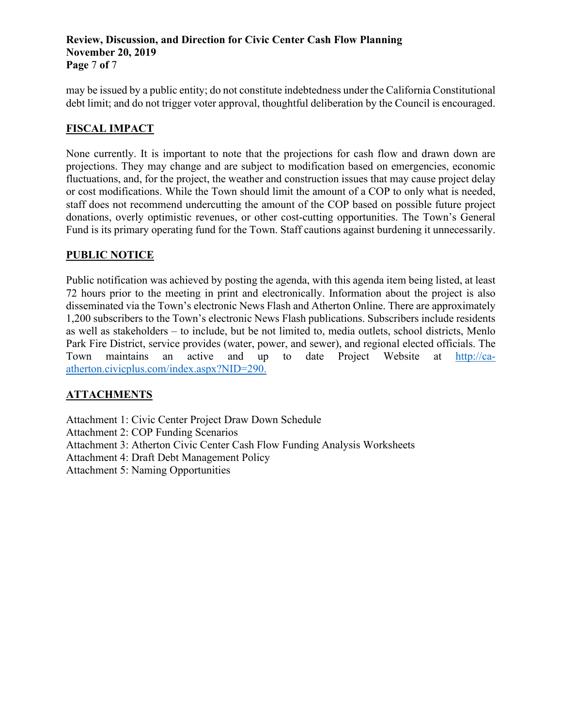may be issued by a public entity; do not constitute indebtedness under the California Constitutional debt limit; and do not trigger voter approval, thoughtful deliberation by the Council is encouraged.

## FISCAL IMPACT

None currently. It is important to note that the projections for cash flow and drawn down are projections. They may change and are subject to modification based on emergencies, economic fluctuations, and, for the project, the weather and construction issues that may cause project delay or cost modifications. While the Town should limit the amount of a COP to only what is needed, staff does not recommend undercutting the amount of the COP based on possible future project donations, overly optimistic revenues, or other cost-cutting opportunities. The Town's General Fund is its primary operating fund for the Town. Staff cautions against burdening it unnecessarily.

## PUBLIC NOTICE

Public notification was achieved by posting the agenda, with this agenda item being listed, at least 72 hours prior to the meeting in print and electronically. Information about the project is also disseminated via the Town's electronic News Flash and Atherton Online. There are approximately 1,200 subscribers to the Town's electronic News Flash publications. Subscribers include residents as well as stakeholders – to include, but be not limited to, media outlets, school districts, Menlo Park Fire District, service provides (water, power, and sewer), and regional elected officials. The Town maintains an active and up to date Project Website at [http://ca-atherton.civicplus.com/index.aspx?NID=290.](http://ca-atherton.civicplus.com/index.aspx?NID=290)

## ATTACHMENTS

Attachment 1: Civic Center Project Draw Down Schedule
Attachment 2: COP Funding Scenarios
Attachment 3: Atherton Civic Center Cash Flow Funding Analysis Worksheets
Attachment 4: Draft Debt Management Policy
Attachment 5: Naming Opportunities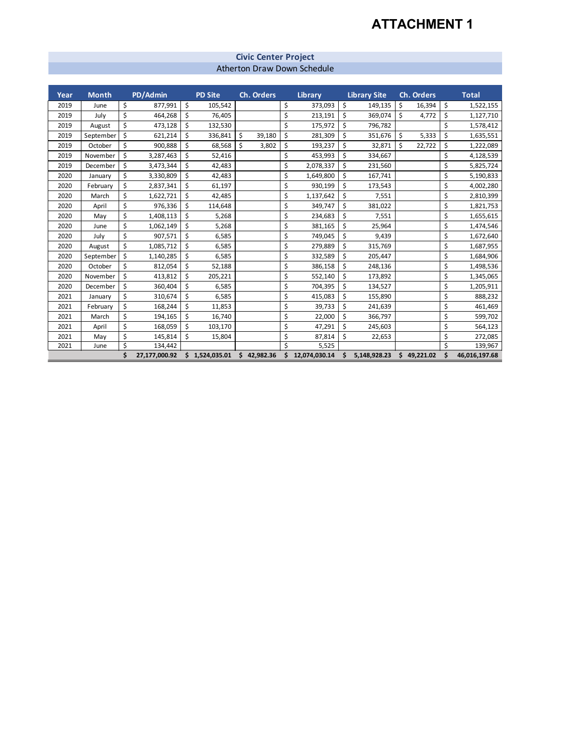# ATTACHMENT 1

## Civic Center Project

Atherton Draw Down Schedule

| Year | Month | PD/Admin | PD Site | Ch. Orders | Library | Library Site | Ch. Orders | Total |
|---|---|---|---|---|---|---|---|---|
| 2019 | June | $ 877,991 | $ 105,542 | | $ 373,093 | $ 149,135 | $ 16,394 | $ 1,522,155 |
| 2019 | July | $ 464,268 | $ 76,405 | | $ 213,191 | $ 369,074 | $ 4,772 | $ 1,127,710 |
| 2019 | August | $ 473,128 | $ 132,530 | | $ 175,972 | $ 796,782 | | $ 1,578,412 |
| 2019 | September | $ 621,214 | $ 336,841 | $ 39,180 | $ 281,309 | $ 351,676 | $ 5,333 | $ 1,635,551 |
| 2019 | October | $ 900,888 | $ 68,568 | $ 3,802 | $ 193,237 | $ 32,871 | $ 22,722 | $ 1,222,089 |
| 2019 | November | $ 3,287,463 | $ 52,416 | | $ 453,993 | $ 334,667 | | $ 4,128,539 |
| 2019 | December | $ 3,473,344 | $ 42,483 | | $ 2,078,337 | $ 231,560 | | $ 5,825,724 |
| 2020 | January | $ 3,330,809 | $ 42,483 | | $ 1,649,800 | $ 167,741 | | $ 5,190,833 |
| 2020 | February | $ 2,837,341 | $ 61,197 | | $ 930,199 | $ 173,543 | | $ 4,002,280 |
| 2020 | March | $ 1,622,721 | $ 42,485 | | $ 1,137,642 | $ 7,551 | | $ 2,810,399 |
| 2020 | April | $ 976,336 | $ 114,648 | | $ 349,747 | $ 381,022 | | $ 1,821,753 |
| 2020 | May | $ 1,408,113 | $ 5,268 | | $ 234,683 | $ 7,551 | | $ 1,655,615 |
| 2020 | June | $ 1,062,149 | $ 5,268 | | $ 381,165 | $ 25,964 | | $ 1,474,546 |
| 2020 | July | $ 907,571 | $ 6,585 | | $ 749,045 | $ 9,439 | | $ 1,672,640 |
| 2020 | August | $ 1,085,712 | $ 6,585 | | $ 279,889 | $ 315,769 | | $ 1,687,955 |
| 2020 | September | $ 1,140,285 | $ 6,585 | | $ 332,589 | $ 205,447 | | $ 1,684,906 |
| 2020 | October | $ 812,054 | $ 52,188 | | $ 386,158 | $ 248,136 | | $ 1,498,536 |
| 2020 | November | $ 413,812 | $ 205,221 | | $ 552,140 | $ 173,892 | | $ 1,345,065 |
| 2020 | December | $ 360,404 | $ 6,585 | | $ 704,395 | $ 134,527 | | $ 1,205,911 |
| 2021 | January | $ 310,674 | $ 6,585 | | $ 415,083 | $ 155,890 | | $ 888,232 |
| 2021 | February | $ 168,244 | $ 11,853 | | $ 39,733 | $ 241,639 | | $ 461,469 |
| 2021 | March | $ 194,165 | $ 16,740 | | $ 22,000 | $ 366,797 | | $ 599,702 |
| 2021 | April | $ 168,059 | $ 103,170 | | $ 47,291 | $ 245,603 | | $ 564,123 |
| 2021 | May | $ 145,814 | $ 15,804 | | $ 87,814 | $ 22,653 | | $ 272,085 |
| 2021 | June | $ 134,442 | | | $ 5,525 | | | $ 139,967 |
| | | **$ 27,177,000.92** | **$ 1,524,035.01** | **$ 42,982.36** | **$ 12,074,030.14** | **$ 5,148,928.23** | **$ 49,221.02** | **$ 46,016,197.68** |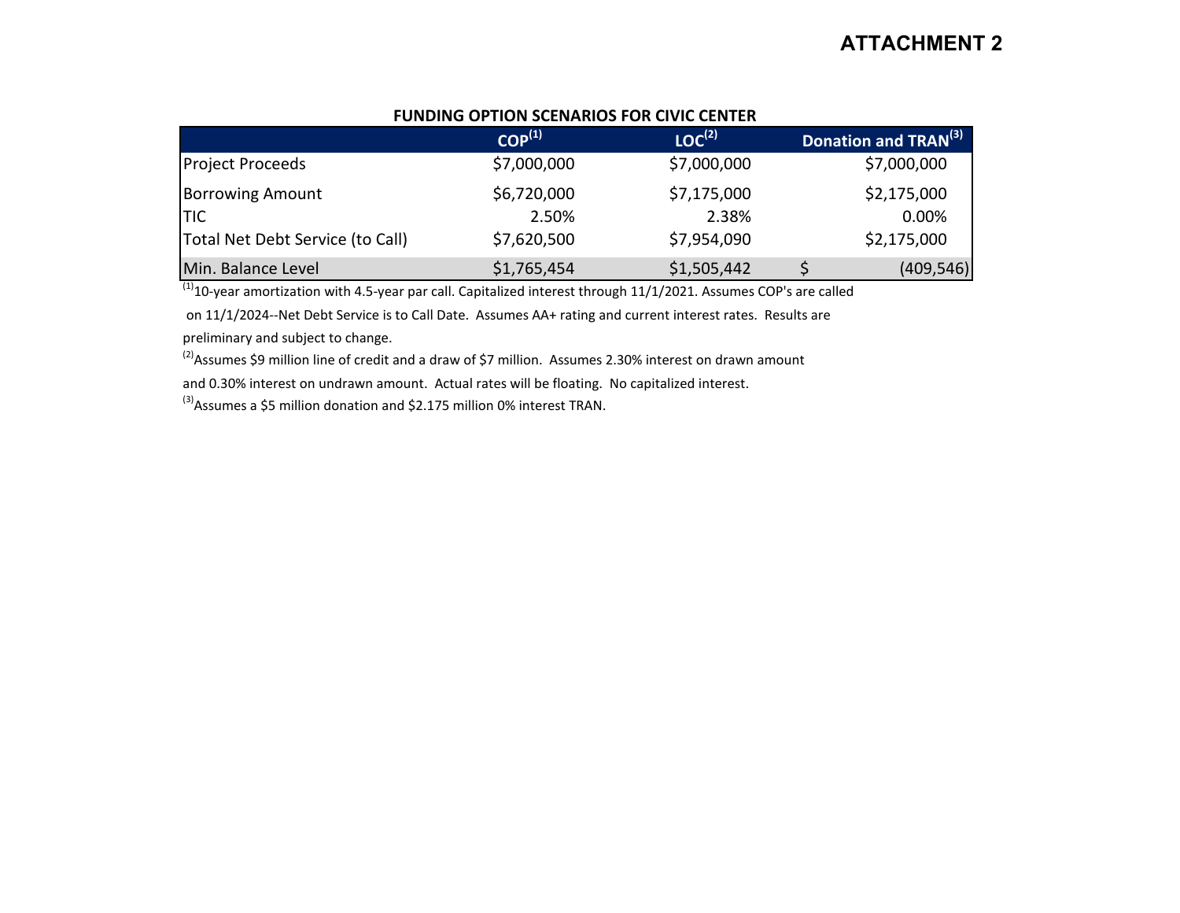# ATTACHMENT 2

**FUNDING OPTION SCENARIOS FOR CIVIC CENTER**

| | COP[(1)] | LOC[(2)] | Donation and TRAN[(3)] |
|---|---|---|---|
| Project Proceeds | $7,000,000 | $7,000,000 | $7,000,000 |
| Borrowing Amount | $6,720,000 | $7,175,000 | $2,175,000 |
| TIC | 2.50% | 2.38% | 0.00% |
| Total Net Debt Service (to Call) | $7,620,500 | $7,954,090 | $2,175,000 |
| Min. Balance Level | $1,765,454 | $1,505,442 | $ (409,546) |

[(1)]10-year amortization with 4.5-year par call. Capitalized interest through 11/1/2021. Assumes COP's are called on 11/1/2024--Net Debt Service is to Call Date. Assumes AA+ rating and current interest rates. Results are preliminary and subject to change.

[(2)]Assumes $9 million line of credit and a draw of $7 million. Assumes 2.30% interest on drawn amount and 0.30% interest on undrawn amount. Actual rates will be floating. No capitalized interest.

[(3)]Assumes a $5 million donation and $2.175 million 0% interest TRAN.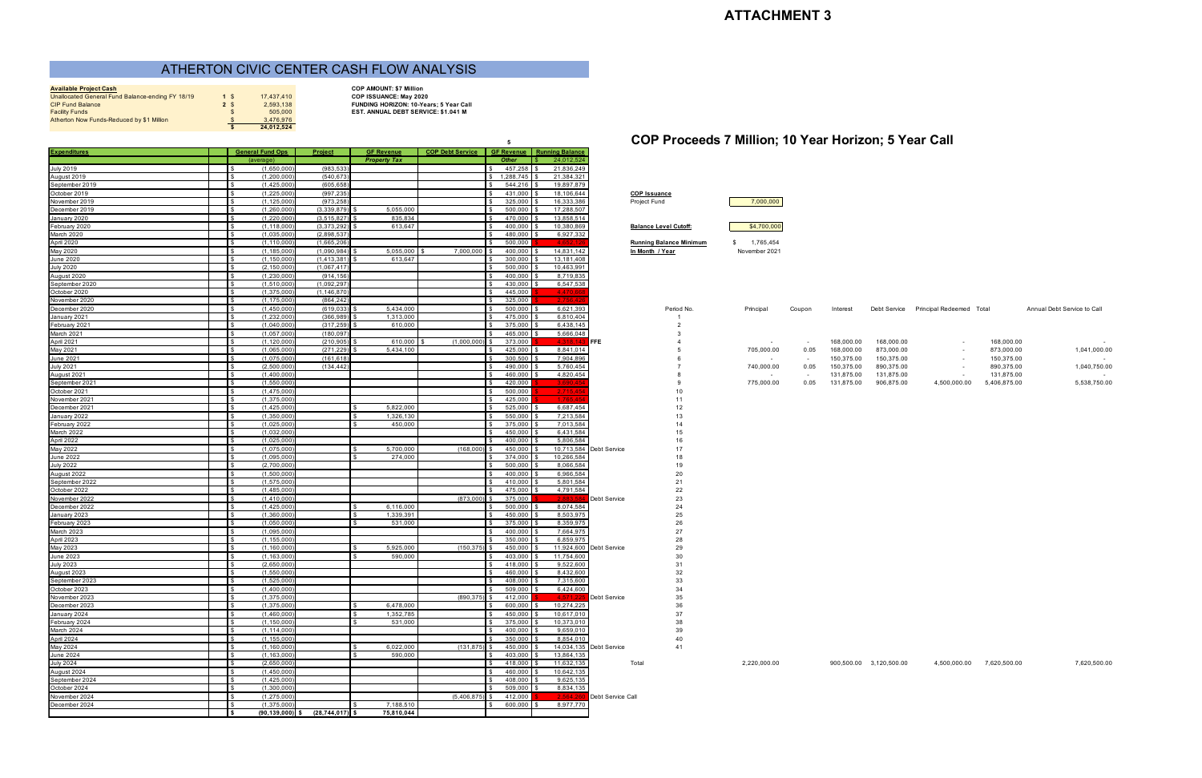# ATTACHMENT 3

## ATHERTON CIVIC CENTER CASH FLOW ANALYSIS

| Available Project Cash | | |
|---|---|---|
| Unallocated General Fund Balance-ending FY 18/19 | 1 | $ 17,437,410 |
| CIP Fund Balance | 2 | $ 2,593,138 |
| Facility Funds | | $ 505,000 |
| Atherton Now Funds-Reduced by $1 Million | | $ 3,476,976 |
| | | $ 24,012,524 |

**COP AMOUNT: $7 Million**
**COP ISSUANCE: May 2020**
**FUNDING HORIZON: 10-Years; 5 Year Call**
**EST. ANNUAL DEBT SERVICE: $1.041 M**

## COP Proceeds 7 Million; 10 Year Horizon; 5 Year Call

| Expenditures | General Fund Ops (average) | Project | GF Revenue Property Tax | COP Debt Service | GF Revenue Other | Running Balance | |
|---|---|---|---|---|---|---|---|
| | | | | | | $ 24,012,524 | |
| July 2019 | $ (1,650,000) | (983,533) | | | $ 457,258 | $ 21,836,249 | |
| August 2019 | $ (1,200,000) | (540,673) | | | $ 1,288,745 | $ 21,384,321 | |
| September 2019 | $ (1,425,000) | (605,658) | | | $ 544,216 | $ 19,897,879 | |
| October 2019 | $ (1,225,000) | (997,235) | | | $ 431,000 | $ 18,106,644 | |
| November 2019 | $ (1,125,000) | (973,258) | | | $ 325,000 | $ 16,333,386 | |
| December 2019 | $ (1,260,000) | (3,339,879) | $ 5,055,000 | | $ 500,000 | $ 17,288,507 | |
| January 2020 | $ (1,220,000) | (3,515,827) | $ 835,834 | | $ 470,000 | $ 13,858,514 | |
| February 2020 | $ (1,118,000) | (3,373,292) | $ 613,647 | | $ 400,000 | $ 10,380,869 | |
| March 2020 | $ (1,035,000) | (2,898,537) | | | $ 480,000 | $ 6,927,332 | |
| April 2020 | $ (1,110,000) | (1,665,206) | | | $ 500,000 | $ 4,652,126 | |
| May 2020 | $ (1,185,000) | (1,090,984) | $ 5,055,000 | $ 7,000,000 | $ 400,000 | $ 14,831,142 | |
| June 2020 | $ (1,150,000) | (1,413,381) | $ 613,647 | | $ 300,000 | $ 13,181,408 | |
| July 2020 | $ (2,150,000) | (1,067,417) | | | $ 500,000 | $ 10,463,991 | |
| August 2020 | $ (1,230,000) | (914,156) | | | $ 400,000 | $ 8,719,835 | |
| September 2020 | $ (1,510,000) | (1,092,297) | | | $ 430,000 | $ 6,547,538 | |
| October 2020 | $ (1,375,000) | (1,146,870) | | | $ 445,000 | $ 4,470,668 | |
| November 2020 | $ (1,175,000) | (864,242) | | | $ 325,000 | $ 2,756,426 | |
| December 2020 | $ (1,450,000) | (619,033) | $ 5,434,000 | | $ 500,000 | $ 6,621,393 | |
| January 2021 | $ (1,232,000) | (366,989) | $ 1,313,000 | | $ 475,000 | $ 6,810,404 | |
| February 2021 | $ (1,040,000) | (317,259) | $ 610,000 | | $ 375,000 | $ 6,438,145 | |
| March 2021 | $ (1,057,000) | (180,097) | | | $ 465,000 | $ 5,666,048 | |
| April 2021 | $ (1,120,000) | (210,905) | $ 610,000 | $ (1,000,000) | $ 373,000 | $ 4,318,143 | FFE |
| May 2021 | $ (1,065,000) | (271,229) | $ 5,434,100 | | $ 425,000 | $ 8,841,014 | |
| June 2021 | $ (1,075,000) | (161,618) | | | $ 300,500 | $ 7,904,896 | |
| July 2021 | $ (2,500,000) | (134,442) | | | $ 490,000 | $ 5,760,454 | |
| August 2021 | $ (1,400,000) | | | | $ 460,000 | $ 4,820,454 | |
| September 2021 | $ (1,550,000) | | | | $ 420,000 | $ 3,690,454 | |
| October 2021 | $ (1,475,000) | | | | $ 500,000 | $ 2,715,454 | |
| November 2021 | $ (1,375,000) | | | | $ 425,000 | $ 1,765,454 | |
| December 2021 | $ (1,425,000) | | $ 5,822,000 | | $ 525,000 | $ 6,687,454 | |
| January 2022 | $ (1,350,000) | | $ 1,326,130 | | $ 550,000 | $ 7,213,584 | |
| February 2022 | $ (1,025,000) | | $ 450,000 | | $ 375,000 | $ 7,013,584 | |
| March 2022 | $ (1,032,000) | | | | $ 450,000 | $ 6,431,584 | |
| April 2022 | $ (1,025,000) | | | | $ 400,000 | $ 5,806,584 | |
| May 2022 | $ (1,075,000) | | $ 5,700,000 | (168,000) | $ 450,000 | $ 10,713,584 | Debt Service |
| June 2022 | $ (1,095,000) | | $ 274,000 | | $ 374,000 | $ 10,266,584 | |
| July 2022 | $ (2,700,000) | | | | $ 500,000 | $ 8,066,584 | |
| August 2022 | $ (1,500,000) | | | | $ 400,000 | $ 6,966,584 | |
| September 2022 | $ (1,575,000) | | | | $ 410,000 | $ 5,801,584 | |
| October 2022 | $ (1,485,000) | | | | $ 475,000 | $ 4,791,584 | |
| November 2022 | $ (1,410,000) | | | (873,000) | $ 375,000 | $ 2,883,584 | Debt Service |
| December 2022 | $ (1,425,000) | | $ 6,116,000 | | $ 500,000 | $ 8,074,584 | |
| January 2023 | $ (1,360,000) | | $ 1,339,391 | | $ 450,000 | $ 8,503,975 | |
| February 2023 | $ (1,050,000) | | $ 531,000 | | $ 375,000 | $ 8,359,975 | |
| March 2023 | $ (1,095,000) | | | | $ 400,000 | $ 7,664,975 | |
| April 2023 | $ (1,155,000) | | | | $ 350,000 | $ 6,859,975 | |
| May 2023 | $ (1,160,000) | | $ 5,925,000 | (150,375) | $ 450,000 | $ 11,924,600 | Debt Service |
| June 2023 | $ (1,163,000) | | $ 590,000 | | $ 403,000 | $ 11,754,600 | |
| July 2023 | $ (2,650,000) | | | | $ 418,000 | $ 9,522,600 | |
| August 2023 | $ (1,550,000) | | | | $ 460,000 | $ 8,432,600 | |
| September 2023 | $ (1,525,000) | | | | $ 408,000 | $ 7,315,600 | |
| October 2023 | $ (1,400,000) | | | | $ 509,000 | $ 6,424,600 | |
| November 2023 | $ (1,375,000) | | | (890,375) | $ 412,000 | $ 4,571,225 | Debt Service |
| December 2023 | $ (1,375,000) | | $ 6,478,000 | | $ 600,000 | $ 10,274,225 | |
| January 2024 | $ (1,460,000) | | $ 1,352,785 | | $ 450,000 | $ 10,617,010 | |
| February 2024 | $ (1,150,000) | | $ 531,000 | | $ 375,000 | $ 10,373,010 | |
| March 2024 | $ (1,114,000) | | | | $ 400,000 | $ 9,659,010 | |
| April 2024 | $ (1,155,000) | | | | $ 350,000 | $ 8,854,010 | |
| May 2024 | $ (1,160,000) | | $ 6,022,000 | (131,875) | $ 450,000 | $ 14,034,135 | Debt Service |
| June 2024 | $ (1,163,000) | | $ 590,000 | | $ 403,000 | $ 13,864,135 | |
| July 2024 | $ (2,650,000) | | | | $ 418,000 | $ 11,632,135 | |
| August 2024 | $ (1,450,000) | | | | $ 460,000 | $ 10,642,135 | |
| September 2024 | $ (1,425,000) | | | | $ 408,000 | $ 9,625,135 | |
| October 2024 | $ (1,300,000) | | | | $ 509,000 | $ 8,834,135 | |
| November 2024 | $ (1,275,000) | | | (5,406,875) | $ 412,000 | $ 2,564,260 | Debt Service Call |
| December 2024 | $ (1,375,000) | | $ 7,188,510 | | $ 600,000 | $ 8,977,770 | |
| | $ (90,139,000) | $ (28,744,017) | $ 75,810,044 | | | | |

| COP Issuance | |
|---|---|
| Project Fund | 7,000,000 |
| Balance Level Cutoff: | $4,700,000 |
| Running Balance Minimum | $ 1,765,454 |
| In Month / Year | November 2021 |

| Period No. | Principal | Coupon | Interest | Debt Service | Principal Redeemed | Total | Annual Debt Service to Call |
|---|---|---|---|---|---|---|---|
| 1 | | | | | | | |
| 2 | | | | | | | |
| 3 | | | | | | | |
| 4 | - | - | 168,000.00 | 168,000.00 | - | 168,000.00 | - |
| 5 | 705,000.00 | 0.05 | 168,000.00 | 873,000.00 | - | 873,000.00 | 1,041,000.00 |
| 6 | - | - | 150,375.00 | 150,375.00 | - | 150,375.00 | - |
| 7 | 740,000.00 | 0.05 | 150,375.00 | 890,375.00 | - | 890,375.00 | 1,040,750.00 |
| 8 | - | - | 131,875.00 | 131,875.00 | - | 131,875.00 | - |
| 9 | 775,000.00 | 0.05 | 131,875.00 | 906,875.00 | 4,500,000.00 | 5,406,875.00 | 5,538,750.00 |
| 10 | | | | | | | |
| 11 | | | | | | | |
| 12 | | | | | | | |
| 13 | | | | | | | |
| 14 | | | | | | | |
| 15 | | | | | | | |
| 16 | | | | | | | |
| 17 | | | | | | | |
| 18 | | | | | | | |
| 19 | | | | | | | |
| 20 | | | | | | | |
| 21 | | | | | | | |
| 22 | | | | | | | |
| 23 | | | | | | | |
| 24 | | | | | | | |
| 25 | | | | | | | |
| 26 | | | | | | | |
| 27 | | | | | | | |
| 28 | | | | | | | |
| 29 | | | | | | | |
| 30 | | | | | | | |
| 31 | | | | | | | |
| 32 | | | | | | | |
| 33 | | | | | | | |
| 34 | | | | | | | |
| 35 | | | | | | | |
| 36 | | | | | | | |
| 37 | | | | | | | |
| 38 | | | | | | | |
| 39 | | | | | | | |
| 40 | | | | | | | |
| 41 | | | | | | | |
| Total | 2,220,000.00 | | 900,500.00 | 3,120,500.00 | 4,500,000.00 | 7,620,500.00 | 7,620,500.00 |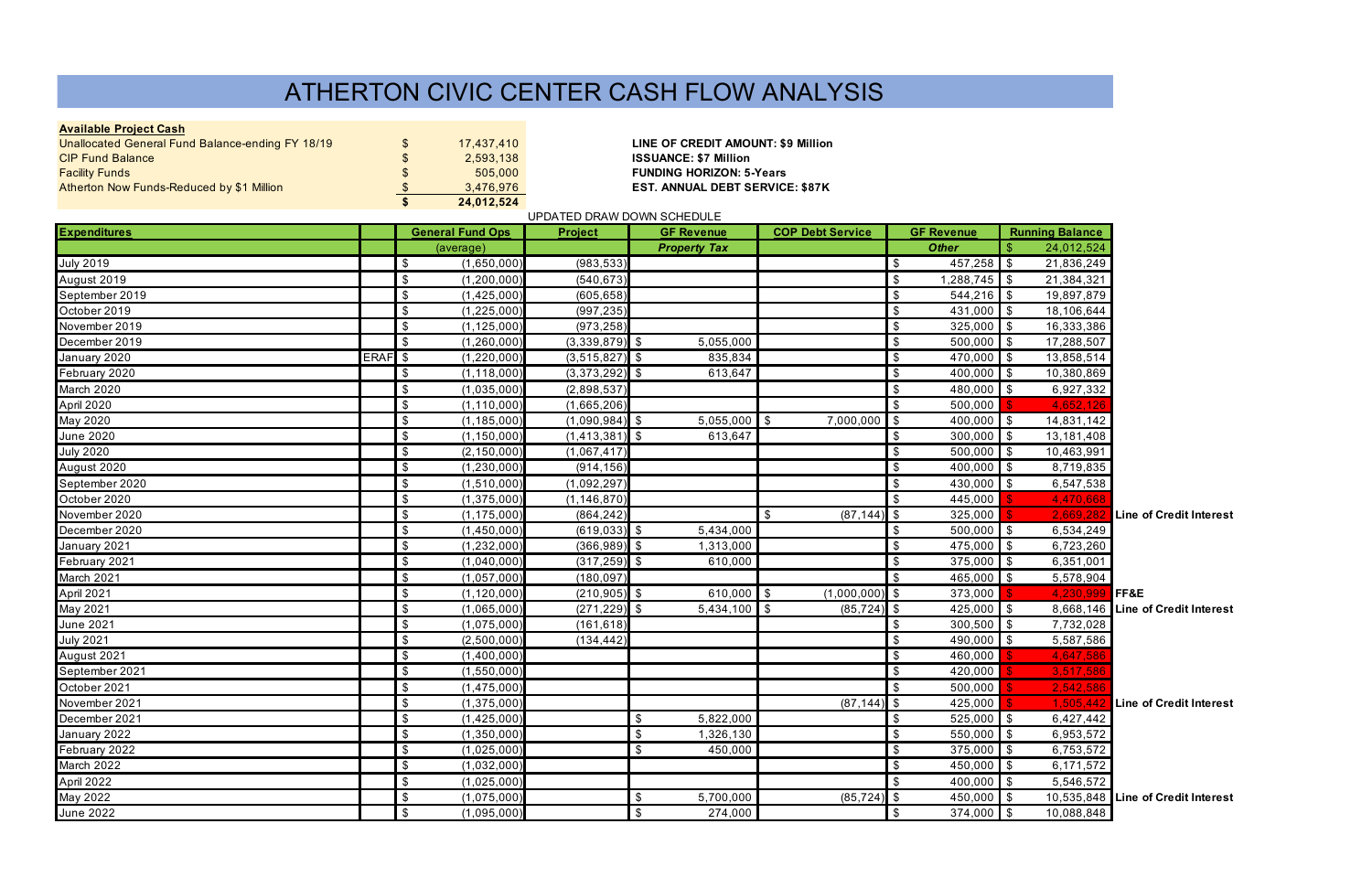# ATHERTON CIVIC CENTER CASH FLOW ANALYSIS

| **Available Project Cash** | | |
|---|---|---|
| Unallocated General Fund Balance-ending FY 18/19 | $ | 17,437,410 |
| CIP Fund Balance | $ | 2,593,138 |
| Facility Funds | $ | 505,000 |
| Atherton Now Funds-Reduced by $1 Million | $ | 3,476,976 |
| | **$** | **24,012,524** |

**LINE OF CREDIT AMOUNT: $9 Million**
**ISSUANCE: $7 Million**
**FUNDING HORIZON: 5-Years**
**EST. ANNUAL DEBT SERVICE: $87K**

UPDATED DRAW DOWN SCHEDULE

| Expenditures | | General Fund Ops | Project | GF Revenue | COP Debt Service | GF Revenue | Running Balance | |
|---|---|---|---|---|---|---|---|---|
| | | (average) | | *Property Tax* | | *Other* | $ 24,012,524 | |
| July 2019 | | $ (1,650,000) | (983,533) | | | $ 457,258 | $ 21,836,249 | |
| August 2019 | | $ (1,200,000) | (540,673) | | | $ 1,288,745 | $ 21,384,321 | |
| September 2019 | | $ (1,425,000) | (605,658) | | | $ 544,216 | $ 19,897,879 | |
| October 2019 | | $ (1,225,000) | (997,235) | | | $ 431,000 | $ 18,106,644 | |
| November 2019 | | $ (1,125,000) | (973,258) | | | $ 325,000 | $ 16,333,386 | |
| December 2019 | | $ (1,260,000) | (3,339,879) | $ 5,055,000 | | $ 500,000 | $ 17,288,507 | |
| January 2020 | ERAF | $ (1,220,000) | (3,515,827) | $ 835,834 | | $ 470,000 | $ 13,858,514 | |
| February 2020 | | $ (1,118,000) | (3,373,292) | $ 613,647 | | $ 400,000 | $ 10,380,869 | |
| March 2020 | | $ (1,035,000) | (2,898,537) | | | $ 480,000 | $ 6,927,332 | |
| April 2020 | | $ (1,110,000) | (1,665,206) | | | $ 500,000 | $ 4,652,126 | |
| May 2020 | | $ (1,185,000) | (1,090,984) | $ 5,055,000 | $ 7,000,000 | $ 400,000 | $ 14,831,142 | |
| June 2020 | | $ (1,150,000) | (1,413,381) | $ 613,647 | | $ 300,000 | $ 13,181,408 | |
| July 2020 | | $ (2,150,000) | (1,067,417) | | | $ 500,000 | $ 10,463,991 | |
| August 2020 | | $ (1,230,000) | (914,156) | | | $ 400,000 | $ 8,719,835 | |
| September 2020 | | $ (1,510,000) | (1,092,297) | | | $ 430,000 | $ 6,547,538 | |
| October 2020 | | $ (1,375,000) | (1,146,870) | | | $ 445,000 | $ 4,470,668 | |
| November 2020 | | $ (1,175,000) | (864,242) | | $ (87,144) | $ 325,000 | $ 2,669,282 | Line of Credit Interest |
| December 2020 | | $ (1,450,000) | (619,033) | $ 5,434,000 | | $ 500,000 | $ 6,534,249 | |
| January 2021 | | $ (1,232,000) | (366,989) | $ 1,313,000 | | $ 475,000 | $ 6,723,260 | |
| February 2021 | | $ (1,040,000) | (317,259) | $ 610,000 | | $ 375,000 | $ 6,351,001 | |
| March 2021 | | $ (1,057,000) | (180,097) | | | $ 465,000 | $ 5,578,904 | |
| April 2021 | | $ (1,120,000) | (210,905) | $ 610,000 | $ (1,000,000) | $ 373,000 | $ 4,230,999 | FF&E |
| May 2021 | | $ (1,065,000) | (271,229) | $ 5,434,100 | $ (85,724) | $ 425,000 | $ 8,668,146 | Line of Credit Interest |
| June 2021 | | $ (1,075,000) | (161,618) | | | $ 300,500 | $ 7,732,028 | |
| July 2021 | | $ (2,500,000) | (134,442) | | | $ 490,000 | $ 5,587,586 | |
| August 2021 | | $ (1,400,000) | | | | $ 460,000 | $ 4,647,586 | |
| September 2021 | | $ (1,550,000) | | | | $ 420,000 | $ 3,517,586 | |
| October 2021 | | $ (1,475,000) | | | | $ 500,000 | $ 2,542,586 | |
| November 2021 | | $ (1,375,000) | | | (87,144) | $ 425,000 | $ 1,505,442 | Line of Credit Interest |
| December 2021 | | $ (1,425,000) | | $ 5,822,000 | | $ 525,000 | $ 6,427,442 | |
| January 2022 | | $ (1,350,000) | | $ 1,326,130 | | $ 550,000 | $ 6,953,572 | |
| February 2022 | | $ (1,025,000) | | $ 450,000 | | $ 375,000 | $ 6,753,572 | |
| March 2022 | | $ (1,032,000) | | | | $ 450,000 | $ 6,171,572 | |
| April 2022 | | $ (1,025,000) | | | | $ 400,000 | $ 5,546,572 | |
| May 2022 | | $ (1,075,000) | | $ 5,700,000 | (85,724) | $ 450,000 | $ 10,535,848 | Line of Credit Interest |
| June 2022 | | $ (1,095,000) | | $ 274,000 | | $ 374,000 | $ 10,088,848 | |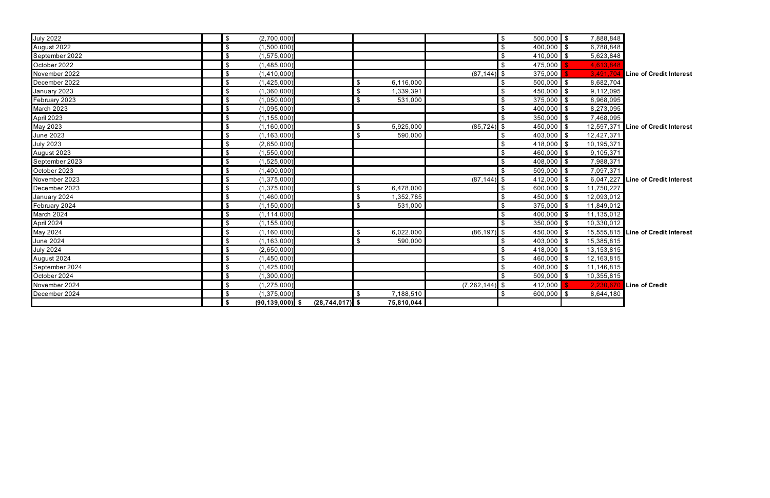| | | | | | | | |
|---|---|---|---|---|---|---|---|
| July 2022 | $ (2,700,000) | | | | $ 500,000 | $ 7,888,848 | |
| August 2022 | $ (1,500,000) | | | | $ 400,000 | $ 6,788,848 | |
| September 2022 | $ (1,575,000) | | | | $ 410,000 | $ 5,623,848 | |
| October 2022 | $ (1,485,000) | | | | $ 475,000 | $ 4,613,848 | |
| November 2022 | $ (1,410,000) | | | (87,144) | $ 375,000 | $ 3,491,704 | Line of Credit Interest |
| December 2022 | $ (1,425,000) | | $ 6,116,000 | | $ 500,000 | $ 8,682,704 | |
| January 2023 | $ (1,360,000) | | $ 1,339,391 | | $ 450,000 | $ 9,112,095 | |
| February 2023 | $ (1,050,000) | | $ 531,000 | | $ 375,000 | $ 8,968,095 | |
| March 2023 | $ (1,095,000) | | | | $ 400,000 | $ 8,273,095 | |
| April 2023 | $ (1,155,000) | | | | $ 350,000 | $ 7,468,095 | |
| May 2023 | $ (1,160,000) | | $ 5,925,000 | (85,724) | $ 450,000 | $ 12,597,371 | Line of Credit Interest |
| June 2023 | $ (1,163,000) | | $ 590,000 | | $ 403,000 | $ 12,427,371 | |
| July 2023 | $ (2,650,000) | | | | $ 418,000 | $ 10,195,371 | |
| August 2023 | $ (1,550,000) | | | | $ 460,000 | $ 9,105,371 | |
| September 2023 | $ (1,525,000) | | | | $ 408,000 | $ 7,988,371 | |
| October 2023 | $ (1,400,000) | | | | $ 509,000 | $ 7,097,371 | |
| November 2023 | $ (1,375,000) | | | (87,144) | $ 412,000 | $ 6,047,227 | Line of Credit Interest |
| December 2023 | $ (1,375,000) | | $ 6,478,000 | | $ 600,000 | $ 11,750,227 | |
| January 2024 | $ (1,460,000) | | $ 1,352,785 | | $ 450,000 | $ 12,093,012 | |
| February 2024 | $ (1,150,000) | | $ 531,000 | | $ 375,000 | $ 11,849,012 | |
| March 2024 | $ (1,114,000) | | | | $ 400,000 | $ 11,135,012 | |
| April 2024 | $ (1,155,000) | | | | $ 350,000 | $ 10,330,012 | |
| May 2024 | $ (1,160,000) | | $ 6,022,000 | (86,197) | $ 450,000 | $ 15,555,815 | Line of Credit Interest |
| June 2024 | $ (1,163,000) | | $ 590,000 | | $ 403,000 | $ 15,385,815 | |
| July 2024 | $ (2,650,000) | | | | $ 418,000 | $ 13,153,815 | |
| August 2024 | $ (1,450,000) | | | | $ 460,000 | $ 12,163,815 | |
| September 2024 | $ (1,425,000) | | | | $ 408,000 | $ 11,146,815 | |
| October 2024 | $ (1,300,000) | | | | $ 509,000 | $ 10,355,815 | |
| November 2024 | $ (1,275,000) | | | (7,262,144) | $ 412,000 | $ 2,230,670 | Line of Credit |
| December 2024 | $ (1,375,000) | | $ 7,188,510 | | $ 600,000 | $ 8,644,180 | |
| | **$ (90,139,000)** | **$ (28,744,017)** | **$ 75,810,044** | | | | |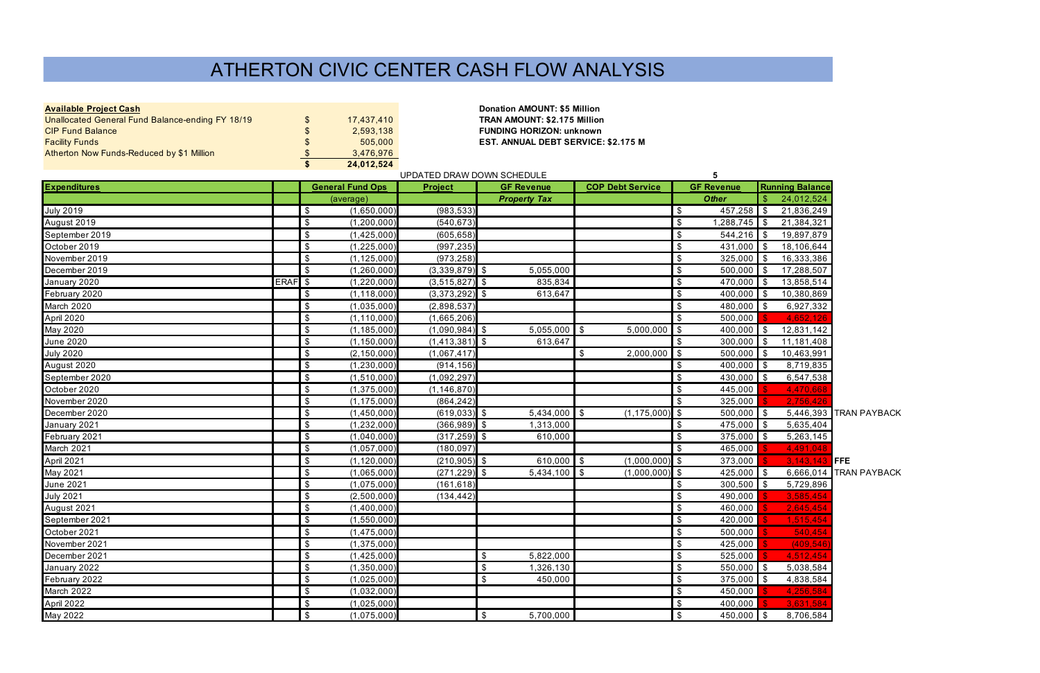# ATHERTON CIVIC CENTER CASH FLOW ANALYSIS

| **Available Project Cash** | | |
|---|---|---|
| Unallocated General Fund Balance-ending FY 18/19 | $ | 17,437,410 |
| CIP Fund Balance | $ | 2,593,138 |
| Facility Funds | $ | 505,000 |
| Atherton Now Funds-Reduced by $1 Million | $ | 3,476,976 |
| | **$** | **24,012,524** |

**Donation AMOUNT: $5 Million**
**TRAN AMOUNT: $2.175 Million**
**FUNDING HORIZON: unknown**
**EST. ANNUAL DEBT SERVICE: $2.175 M**

UPDATED DRAW DOWN SCHEDULE — 5

| **Expenditures** | | **General Fund Ops** | **Project** | **GF Revenue** | **COP Debt Service** | **GF Revenue** | **Running Balance** | |
|---|---|---|---|---|---|---|---|---|
| | | (average) | | ***Property Tax*** | | ***Other*** | $ 24,012,524 | |
| July 2019 | | $ (1,650,000) | (983,533) | | | $ 457,258 | $ 21,836,249 | |
| August 2019 | | $ (1,200,000) | (540,673) | | | $ 1,288,745 | $ 21,384,321 | |
| September 2019 | | $ (1,425,000) | (605,658) | | | $ 544,216 | $ 19,897,879 | |
| October 2019 | | $ (1,225,000) | (997,235) | | | $ 431,000 | $ 18,106,644 | |
| November 2019 | | $ (1,125,000) | (973,258) | | | $ 325,000 | $ 16,333,386 | |
| December 2019 | | $ (1,260,000) | (3,339,879) | $ 5,055,000 | | $ 500,000 | $ 17,288,507 | |
| January 2020 | ERAF | $ (1,220,000) | (3,515,827) | $ 835,834 | | $ 470,000 | $ 13,858,514 | |
| February 2020 | | $ (1,118,000) | (3,373,292) | $ 613,647 | | $ 400,000 | $ 10,380,869 | |
| March 2020 | | $ (1,035,000) | (2,898,537) | | | $ 480,000 | $ 6,927,332 | |
| April 2020 | | $ (1,110,000) | (1,665,206) | | | $ 500,000 | $ 4,652,126 | |
| May 2020 | | $ (1,185,000) | (1,090,984) | $ 5,055,000 | $ 5,000,000 | $ 400,000 | $ 12,831,142 | |
| June 2020 | | $ (1,150,000) | (1,413,381) | $ 613,647 | | $ 300,000 | $ 11,181,408 | |
| July 2020 | | $ (2,150,000) | (1,067,417) | | $ 2,000,000 | $ 500,000 | $ 10,463,991 | |
| August 2020 | | $ (1,230,000) | (914,156) | | | $ 400,000 | $ 8,719,835 | |
| September 2020 | | $ (1,510,000) | (1,092,297) | | | $ 430,000 | $ 6,547,538 | |
| October 2020 | | $ (1,375,000) | (1,146,870) | | | $ 445,000 | $ 4,470,668 | |
| November 2020 | | $ (1,175,000) | (864,242) | | | $ 325,000 | $ 2,756,426 | |
| December 2020 | | $ (1,450,000) | (619,033) | $ 5,434,000 | $ (1,175,000) | $ 500,000 | $ 5,446,393 | TRAN PAYBACK |
| January 2021 | | $ (1,232,000) | (366,989) | $ 1,313,000 | | $ 475,000 | $ 5,635,404 | |
| February 2021 | | $ (1,040,000) | (317,259) | $ 610,000 | | $ 375,000 | $ 5,263,145 | |
| March 2021 | | $ (1,057,000) | (180,097) | | | $ 465,000 | $ 4,491,048 | |
| April 2021 | | $ (1,120,000) | (210,905) | $ 610,000 | $ (1,000,000) | $ 373,000 | $ 3,143,143 | FFE |
| May 2021 | | $ (1,065,000) | (271,229) | $ 5,434,100 | $ (1,000,000) | $ 425,000 | $ 6,666,014 | TRAN PAYBACK |
| June 2021 | | $ (1,075,000) | (161,618) | | | $ 300,500 | $ 5,729,896 | |
| July 2021 | | $ (2,500,000) | (134,442) | | | $ 490,000 | $ 3,585,454 | |
| August 2021 | | $ (1,400,000) | | | | $ 460,000 | $ 2,645,454 | |
| September 2021 | | $ (1,550,000) | | | | $ 420,000 | $ 1,515,454 | |
| October 2021 | | $ (1,475,000) | | | | $ 500,000 | $ 540,454 | |
| November 2021 | | $ (1,375,000) | | | | $ 425,000 | $ (409,546) | |
| December 2021 | | $ (1,425,000) | | $ 5,822,000 | | $ 525,000 | $ 4,512,454 | |
| January 2022 | | $ (1,350,000) | | $ 1,326,130 | | $ 550,000 | $ 5,038,584 | |
| February 2022 | | $ (1,025,000) | | $ 450,000 | | $ 375,000 | $ 4,838,584 | |
| March 2022 | | $ (1,032,000) | | | | $ 450,000 | $ 4,256,584 | |
| April 2022 | | $ (1,025,000) | | | | $ 400,000 | $ 3,631,584 | |
| May 2022 | | $ (1,075,000) | | $ 5,700,000 | | $ 450,000 | $ 8,706,584 | |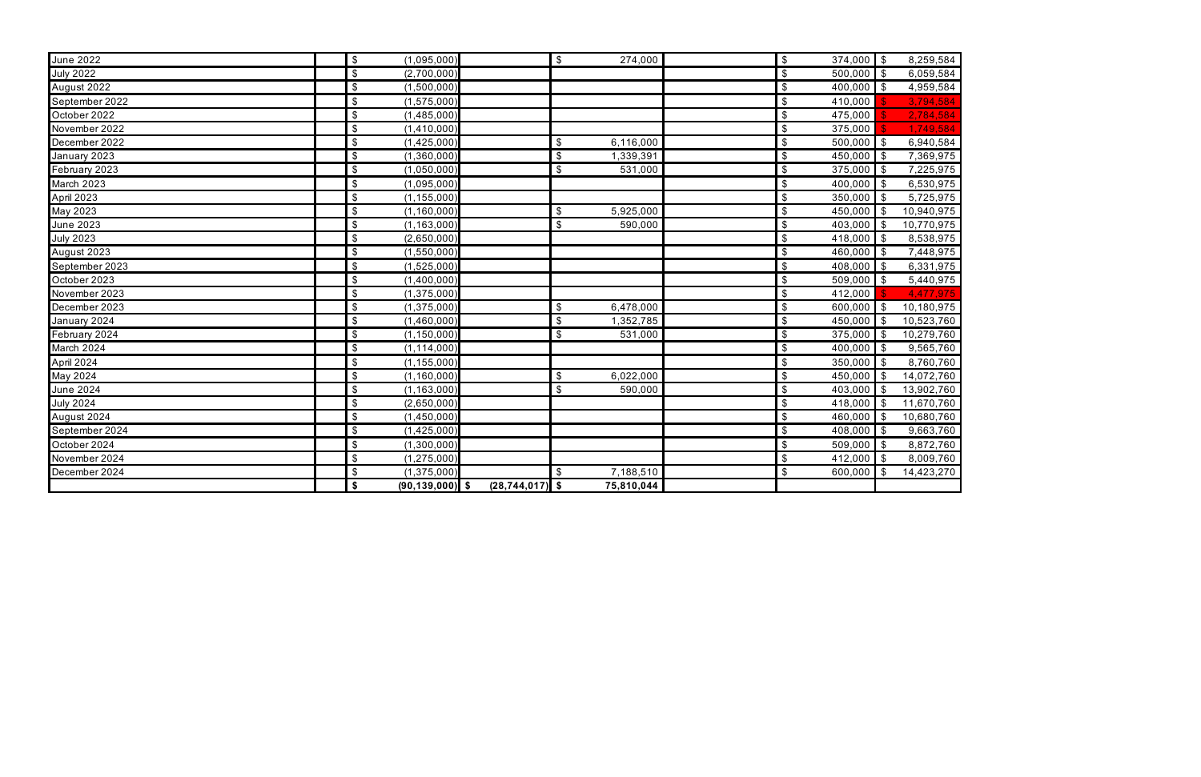| | | | | | | | |
|---|---|---|---|---|---|---|---|
| June 2022 | | $ (1,095,000) | | $ 274,000 | | $ 374,000 | $ 8,259,584 |
| July 2022 | | $ (2,700,000) | | | | $ 500,000 | $ 6,059,584 |
| August 2022 | | $ (1,500,000) | | | | $ 400,000 | $ 4,959,584 |
| September 2022 | | $ (1,575,000) | | | | $ 410,000 | $ 3,794,584 |
| October 2022 | | $ (1,485,000) | | | | $ 475,000 | $ 2,784,584 |
| November 2022 | | $ (1,410,000) | | | | $ 375,000 | $ 1,749,584 |
| December 2022 | | $ (1,425,000) | | $ 6,116,000 | | $ 500,000 | $ 6,940,584 |
| January 2023 | | $ (1,360,000) | | $ 1,339,391 | | $ 450,000 | $ 7,369,975 |
| February 2023 | | $ (1,050,000) | | $ 531,000 | | $ 375,000 | $ 7,225,975 |
| March 2023 | | $ (1,095,000) | | | | $ 400,000 | $ 6,530,975 |
| April 2023 | | $ (1,155,000) | | | | $ 350,000 | $ 5,725,975 |
| May 2023 | | $ (1,160,000) | | $ 5,925,000 | | $ 450,000 | $ 10,940,975 |
| June 2023 | | $ (1,163,000) | | $ 590,000 | | $ 403,000 | $ 10,770,975 |
| July 2023 | | $ (2,650,000) | | | | $ 418,000 | $ 8,538,975 |
| August 2023 | | $ (1,550,000) | | | | $ 460,000 | $ 7,448,975 |
| September 2023 | | $ (1,525,000) | | | | $ 408,000 | $ 6,331,975 |
| October 2023 | | $ (1,400,000) | | | | $ 509,000 | $ 5,440,975 |
| November 2023 | | $ (1,375,000) | | | | $ 412,000 | $ 4,477,975 |
| December 2023 | | $ (1,375,000) | | $ 6,478,000 | | $ 600,000 | $ 10,180,975 |
| January 2024 | | $ (1,460,000) | | $ 1,352,785 | | $ 450,000 | $ 10,523,760 |
| February 2024 | | $ (1,150,000) | | $ 531,000 | | $ 375,000 | $ 10,279,760 |
| March 2024 | | $ (1,114,000) | | | | $ 400,000 | $ 9,565,760 |
| April 2024 | | $ (1,155,000) | | | | $ 350,000 | $ 8,760,760 |
| May 2024 | | $ (1,160,000) | | $ 6,022,000 | | $ 450,000 | $ 14,072,760 |
| June 2024 | | $ (1,163,000) | | $ 590,000 | | $ 403,000 | $ 13,902,760 |
| July 2024 | | $ (2,650,000) | | | | $ 418,000 | $ 11,670,760 |
| August 2024 | | $ (1,450,000) | | | | $ 460,000 | $ 10,680,760 |
| September 2024 | | $ (1,425,000) | | | | $ 408,000 | $ 9,663,760 |
| October 2024 | | $ (1,300,000) | | | | $ 509,000 | $ 8,872,760 |
| November 2024 | | $ (1,275,000) | | | | $ 412,000 | $ 8,009,760 |
| December 2024 | | $ (1,375,000) | | $ 7,188,510 | | $ 600,000 | $ 14,423,270 |
| | | **$ (90,139,000)** | **$ (28,744,017)** | **$ 75,810,044** | | | |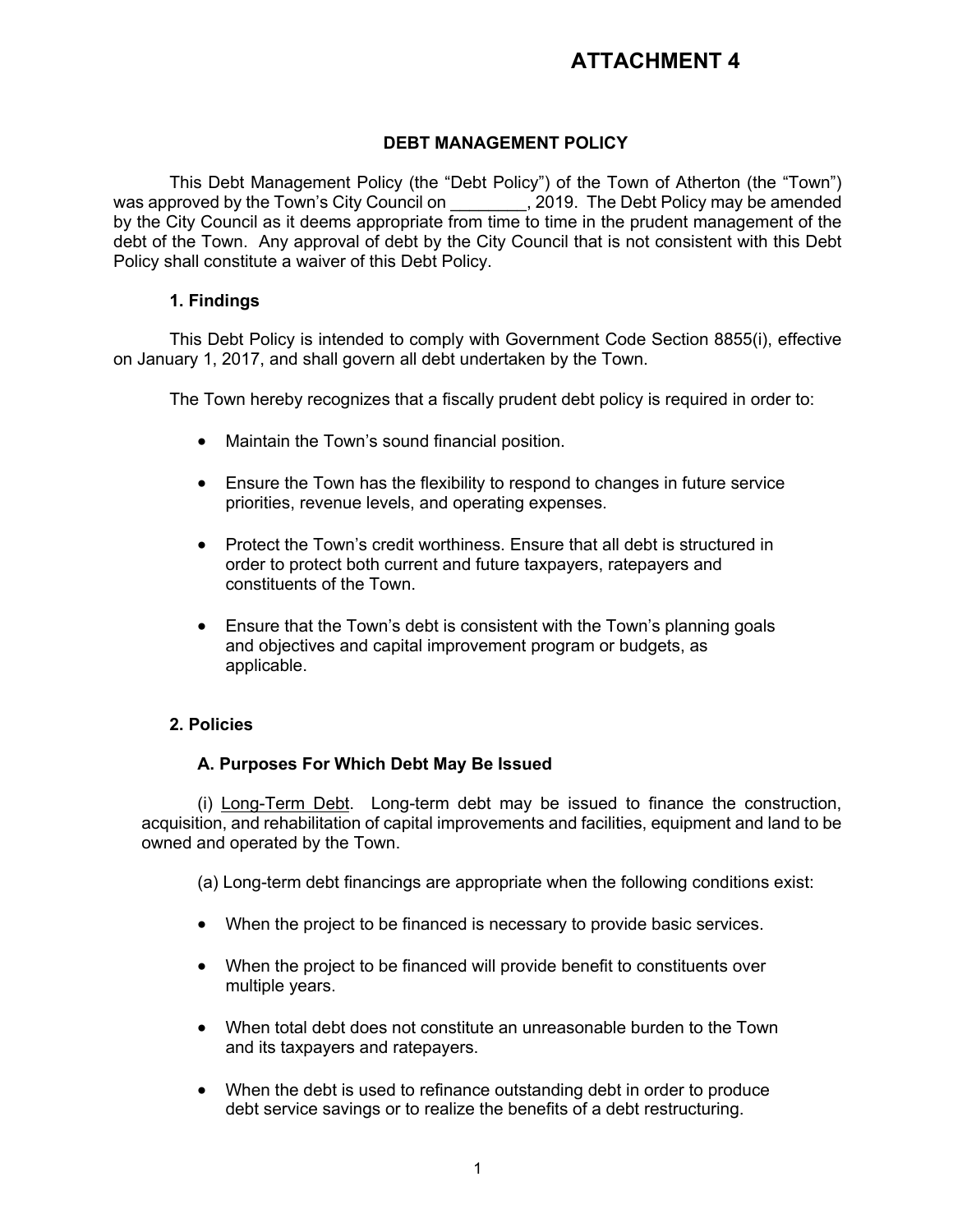# ATTACHMENT 4

## DEBT MANAGEMENT POLICY

This Debt Management Policy (the "Debt Policy") of the Town of Atherton (the "Town") was approved by the Town's City Council on ________, 2019. The Debt Policy may be amended by the City Council as it deems appropriate from time to time in the prudent management of the debt of the Town. Any approval of debt by the City Council that is not consistent with this Debt Policy shall constitute a waiver of this Debt Policy.

### 1. Findings

This Debt Policy is intended to comply with Government Code Section 8855(i), effective on January 1, 2017, and shall govern all debt undertaken by the Town.

The Town hereby recognizes that a fiscally prudent debt policy is required in order to:

- Maintain the Town's sound financial position.
- Ensure the Town has the flexibility to respond to changes in future service priorities, revenue levels, and operating expenses.
- Protect the Town's credit worthiness. Ensure that all debt is structured in order to protect both current and future taxpayers, ratepayers and constituents of the Town.
- Ensure that the Town's debt is consistent with the Town's planning goals and objectives and capital improvement program or budgets, as applicable.

### 2. Policies

#### A. Purposes For Which Debt May Be Issued

(i) Long-Term Debt. Long-term debt may be issued to finance the construction, acquisition, and rehabilitation of capital improvements and facilities, equipment and land to be owned and operated by the Town.

(a) Long-term debt financings are appropriate when the following conditions exist:

- When the project to be financed is necessary to provide basic services.
- When the project to be financed will provide benefit to constituents over multiple years.
- When total debt does not constitute an unreasonable burden to the Town and its taxpayers and ratepayers.
- When the debt is used to refinance outstanding debt in order to produce debt service savings or to realize the benefits of a debt restructuring.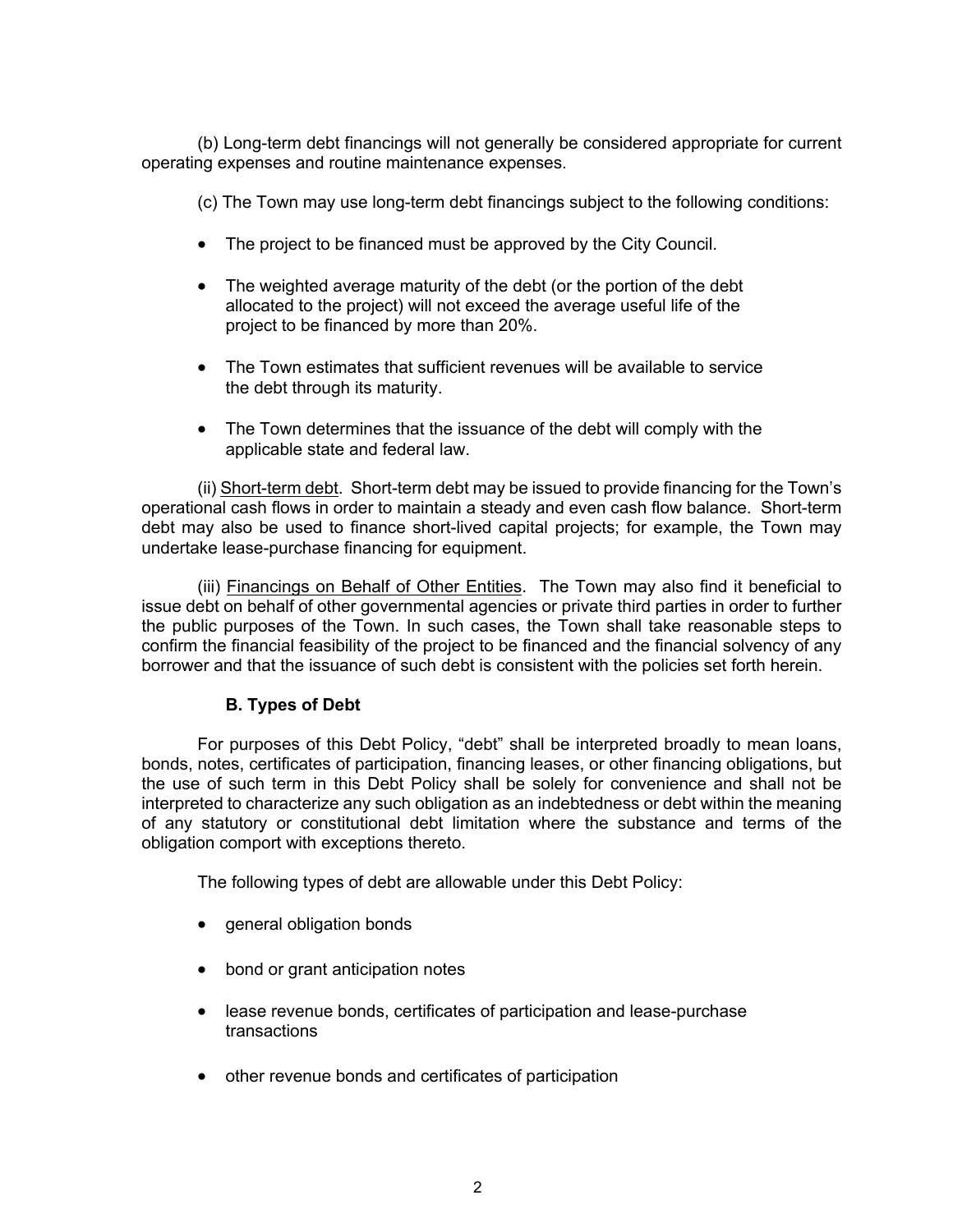(b) Long-term debt financings will not generally be considered appropriate for current operating expenses and routine maintenance expenses.

(c) The Town may use long-term debt financings subject to the following conditions:

- The project to be financed must be approved by the City Council.
- The weighted average maturity of the debt (or the portion of the debt allocated to the project) will not exceed the average useful life of the project to be financed by more than 20%.
- The Town estimates that sufficient revenues will be available to service the debt through its maturity.
- The Town determines that the issuance of the debt will comply with the applicable state and federal law.

(ii) Short-term debt. Short-term debt may be issued to provide financing for the Town's operational cash flows in order to maintain a steady and even cash flow balance. Short-term debt may also be used to finance short-lived capital projects; for example, the Town may undertake lease-purchase financing for equipment.

(iii) Financings on Behalf of Other Entities. The Town may also find it beneficial to issue debt on behalf of other governmental agencies or private third parties in order to further the public purposes of the Town. In such cases, the Town shall take reasonable steps to confirm the financial feasibility of the project to be financed and the financial solvency of any borrower and that the issuance of such debt is consistent with the policies set forth herein.

**B. Types of Debt**

For purposes of this Debt Policy, "debt" shall be interpreted broadly to mean loans, bonds, notes, certificates of participation, financing leases, or other financing obligations, but the use of such term in this Debt Policy shall be solely for convenience and shall not be interpreted to characterize any such obligation as an indebtedness or debt within the meaning of any statutory or constitutional debt limitation where the substance and terms of the obligation comport with exceptions thereto.

The following types of debt are allowable under this Debt Policy:

- general obligation bonds
- bond or grant anticipation notes
- lease revenue bonds, certificates of participation and lease-purchase transactions
- other revenue bonds and certificates of participation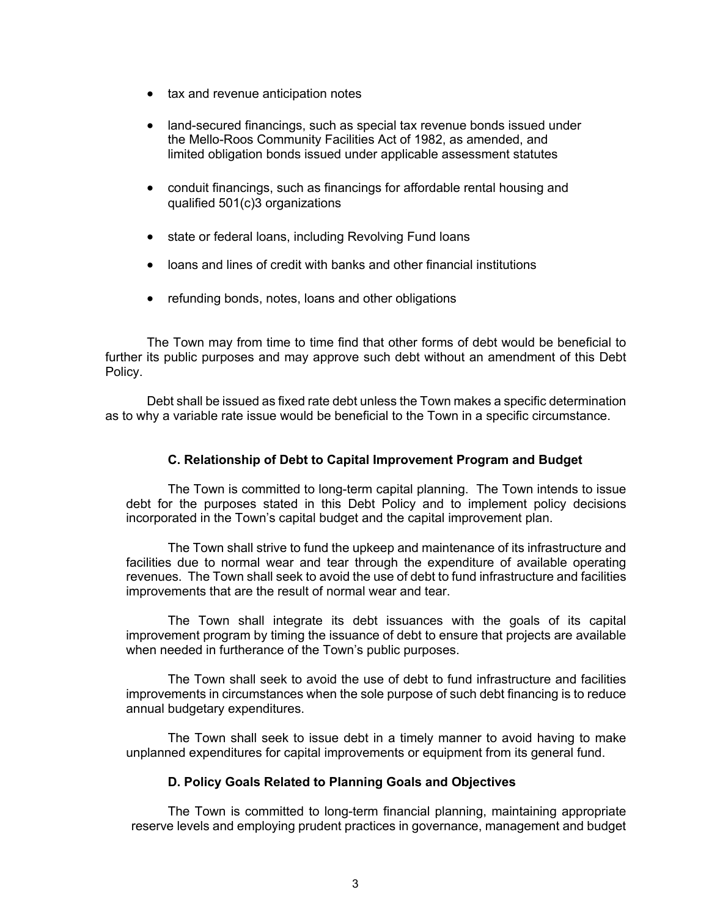- tax and revenue anticipation notes

- land-secured financings, such as special tax revenue bonds issued under the Mello-Roos Community Facilities Act of 1982, as amended, and limited obligation bonds issued under applicable assessment statutes

- conduit financings, such as financings for affordable rental housing and qualified 501(c)3 organizations

- state or federal loans, including Revolving Fund loans

- loans and lines of credit with banks and other financial institutions

- refunding bonds, notes, loans and other obligations

The Town may from time to time find that other forms of debt would be beneficial to further its public purposes and may approve such debt without an amendment of this Debt Policy.

Debt shall be issued as fixed rate debt unless the Town makes a specific determination as to why a variable rate issue would be beneficial to the Town in a specific circumstance.

### C. Relationship of Debt to Capital Improvement Program and Budget

The Town is committed to long-term capital planning. The Town intends to issue debt for the purposes stated in this Debt Policy and to implement policy decisions incorporated in the Town's capital budget and the capital improvement plan.

The Town shall strive to fund the upkeep and maintenance of its infrastructure and facilities due to normal wear and tear through the expenditure of available operating revenues. The Town shall seek to avoid the use of debt to fund infrastructure and facilities improvements that are the result of normal wear and tear.

The Town shall integrate its debt issuances with the goals of its capital improvement program by timing the issuance of debt to ensure that projects are available when needed in furtherance of the Town's public purposes.

The Town shall seek to avoid the use of debt to fund infrastructure and facilities improvements in circumstances when the sole purpose of such debt financing is to reduce annual budgetary expenditures.

The Town shall seek to issue debt in a timely manner to avoid having to make unplanned expenditures for capital improvements or equipment from its general fund.

### D. Policy Goals Related to Planning Goals and Objectives

The Town is committed to long-term financial planning, maintaining appropriate reserve levels and employing prudent practices in governance, management and budget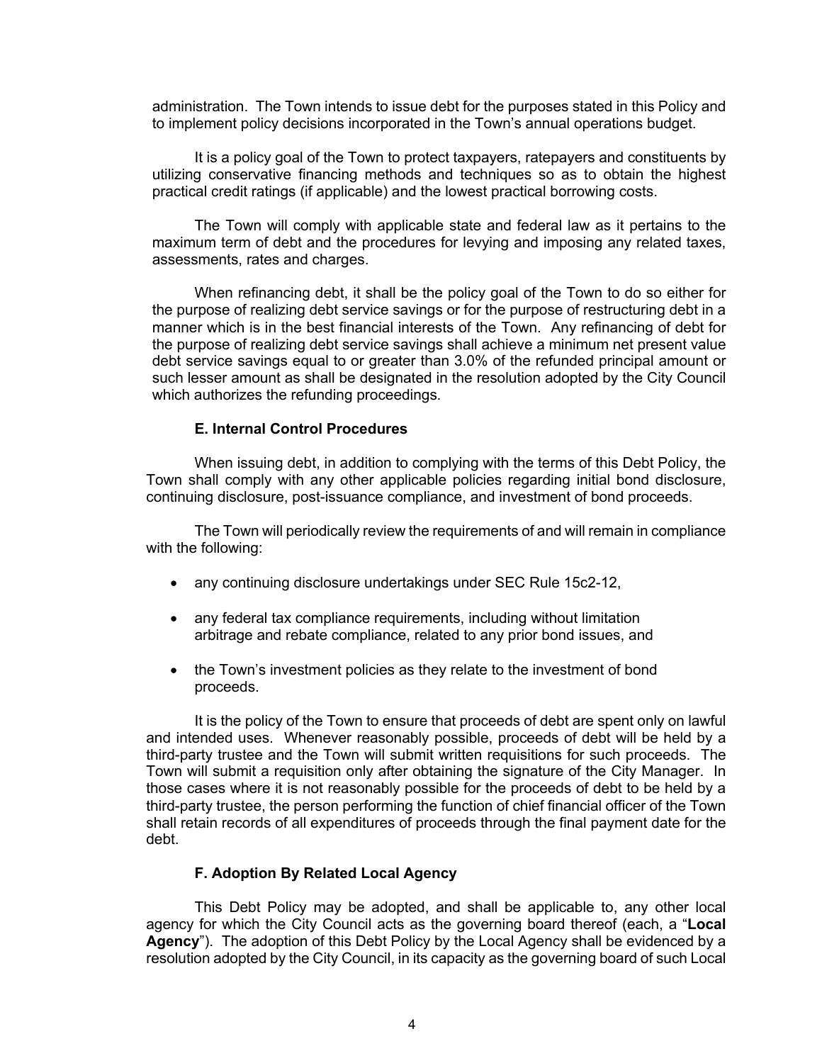administration. The Town intends to issue debt for the purposes stated in this Policy and to implement policy decisions incorporated in the Town's annual operations budget.

It is a policy goal of the Town to protect taxpayers, ratepayers and constituents by utilizing conservative financing methods and techniques so as to obtain the highest practical credit ratings (if applicable) and the lowest practical borrowing costs.

The Town will comply with applicable state and federal law as it pertains to the maximum term of debt and the procedures for levying and imposing any related taxes, assessments, rates and charges.

When refinancing debt, it shall be the policy goal of the Town to do so either for the purpose of realizing debt service savings or for the purpose of restructuring debt in a manner which is in the best financial interests of the Town. Any refinancing of debt for the purpose of realizing debt service savings shall achieve a minimum net present value debt service savings equal to or greater than 3.0% of the refunded principal amount or such lesser amount as shall be designated in the resolution adopted by the City Council which authorizes the refunding proceedings.

### E. Internal Control Procedures

When issuing debt, in addition to complying with the terms of this Debt Policy, the Town shall comply with any other applicable policies regarding initial bond disclosure, continuing disclosure, post-issuance compliance, and investment of bond proceeds.

The Town will periodically review the requirements of and will remain in compliance with the following:

- any continuing disclosure undertakings under SEC Rule 15c2-12,
- any federal tax compliance requirements, including without limitation arbitrage and rebate compliance, related to any prior bond issues, and
- the Town's investment policies as they relate to the investment of bond proceeds.

It is the policy of the Town to ensure that proceeds of debt are spent only on lawful and intended uses. Whenever reasonably possible, proceeds of debt will be held by a third-party trustee and the Town will submit written requisitions for such proceeds. The Town will submit a requisition only after obtaining the signature of the City Manager. In those cases where it is not reasonably possible for the proceeds of debt to be held by a third-party trustee, the person performing the function of chief financial officer of the Town shall retain records of all expenditures of proceeds through the final payment date for the debt.

### F. Adoption By Related Local Agency

This Debt Policy may be adopted, and shall be applicable to, any other local agency for which the City Council acts as the governing board thereof (each, a "**Local Agency**"). The adoption of this Debt Policy by the Local Agency shall be evidenced by a resolution adopted by the City Council, in its capacity as the governing board of such Local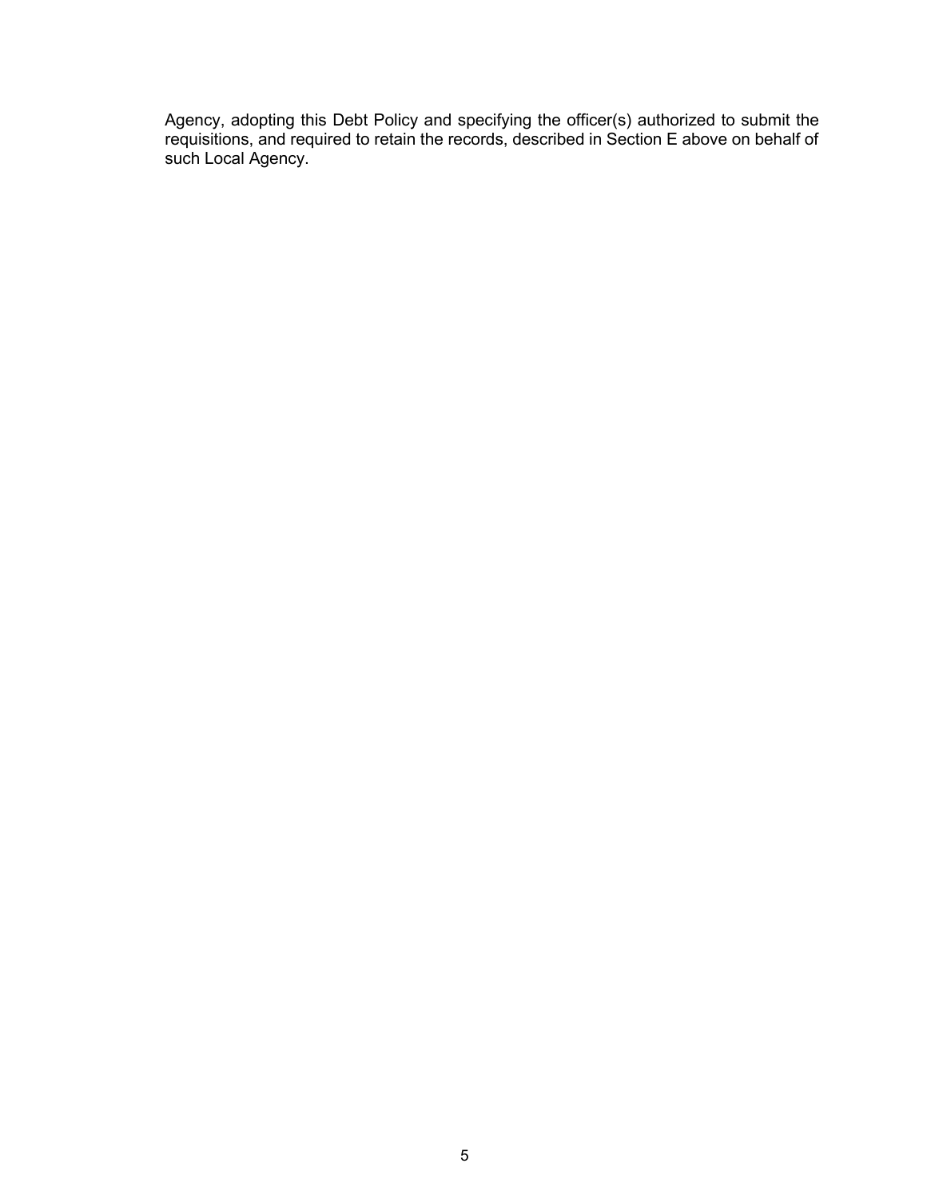Agency, adopting this Debt Policy and specifying the officer(s) authorized to submit the requisitions, and required to retain the records, described in Section E above on behalf of such Local Agency.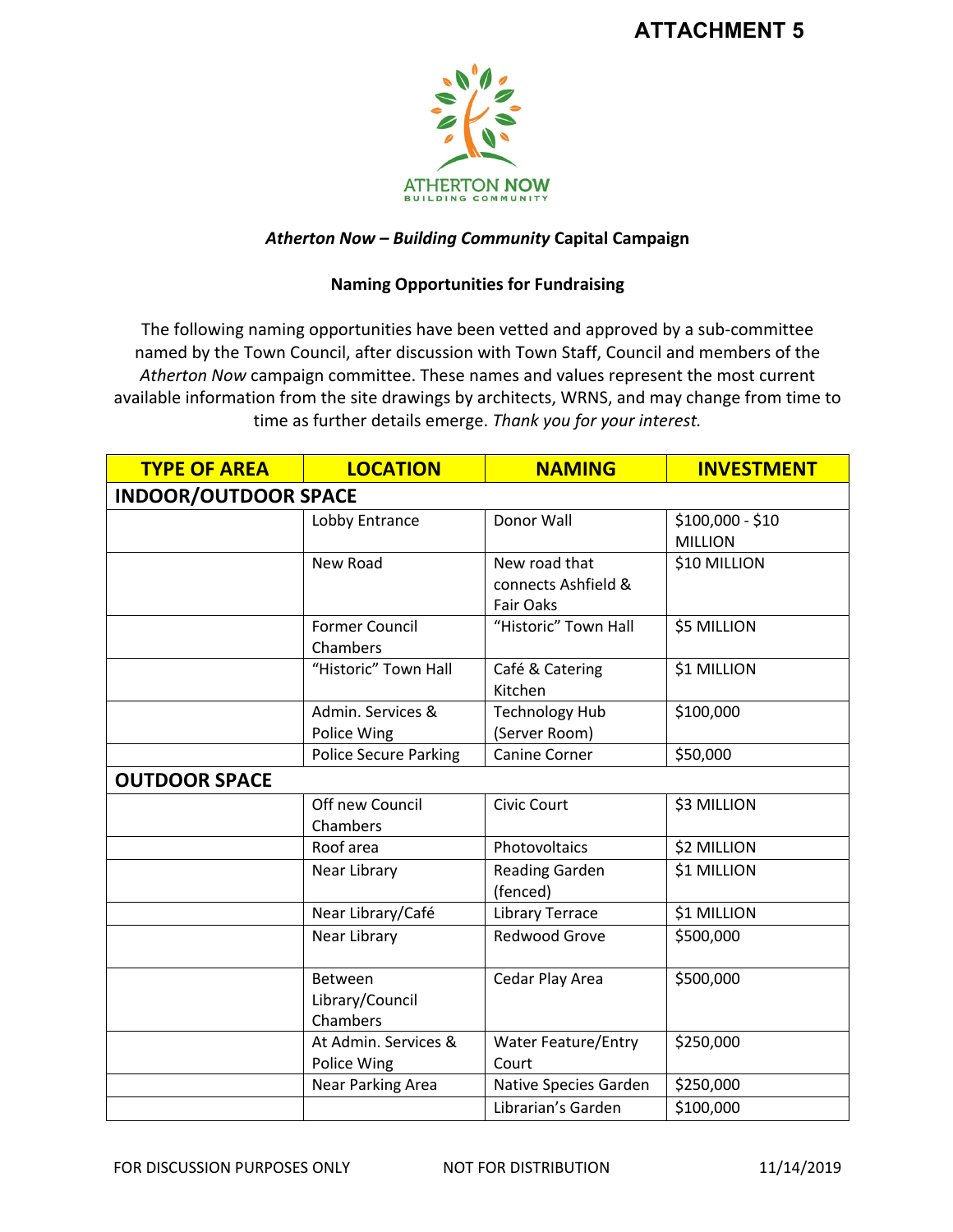**ATTACHMENT 5**

ATHERTON NOW
BUILDING COMMUNITY

***Atherton Now – Building Community*** **Capital Campaign**

**Naming Opportunities for Fundraising**

The following naming opportunities have been vetted and approved by a sub-committee named by the Town Council, after discussion with Town Staff, Council and members of the *Atherton Now* campaign committee. These names and values represent the most current available information from the site drawings by architects, WRNS, and may change from time to time as further details emerge. *Thank you for your interest.*

| TYPE OF AREA | LOCATION | NAMING | INVESTMENT |
|---|---|---|---|
| **INDOOR/OUTDOOR SPACE** | | | |
| | Lobby Entrance | Donor Wall | $100,000 - $10 MILLION |
| | New Road | New road that connects Ashfield & Fair Oaks | $10 MILLION |
| | Former Council Chambers | “Historic” Town Hall | $5 MILLION |
| | “Historic” Town Hall | Café & Catering Kitchen | $1 MILLION |
| | Admin. Services & Police Wing | Technology Hub (Server Room) | $100,000 |
| | Police Secure Parking | Canine Corner | $50,000 |
| **OUTDOOR SPACE** | | | |
| | Off new Council Chambers | Civic Court | $3 MILLION |
| | Roof area | Photovoltaics | $2 MILLION |
| | Near Library | Reading Garden (fenced) | $1 MILLION |
| | Near Library/Café | Library Terrace | $1 MILLION |
| | Near Library | Redwood Grove | $500,000 |
| | Between Library/Council Chambers | Cedar Play Area | $500,000 |
| | At Admin. Services & Police Wing | Water Feature/Entry Court | $250,000 |
| | Near Parking Area | Native Species Garden | $250,000 |
| | | Librarian’s Garden | $100,000 |

FOR DISCUSSION PURPOSES ONLY NOT FOR DISTRIBUTION 11/14/2019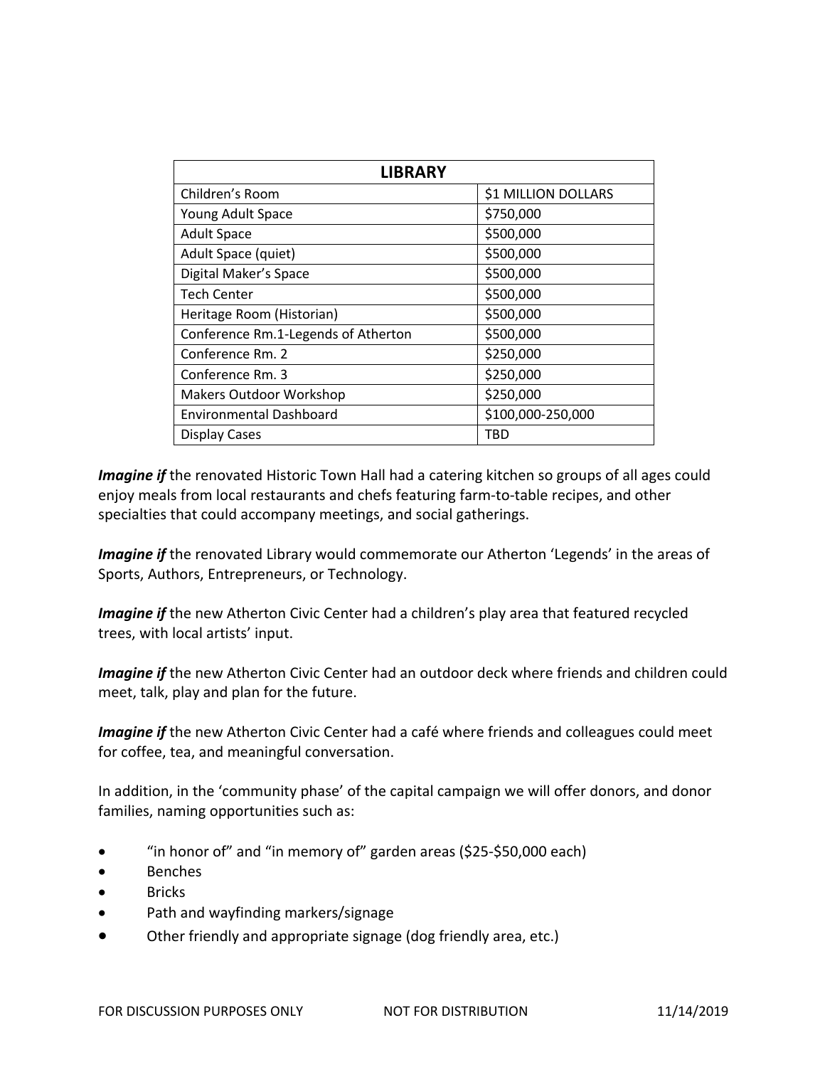| LIBRARY | |
|---|---|
| Children's Room | $1 MILLION DOLLARS |
| Young Adult Space | $750,000 |
| Adult Space | $500,000 |
| Adult Space (quiet) | $500,000 |
| Digital Maker's Space | $500,000 |
| Tech Center | $500,000 |
| Heritage Room (Historian) | $500,000 |
| Conference Rm.1-Legends of Atherton | $500,000 |
| Conference Rm. 2 | $250,000 |
| Conference Rm. 3 | $250,000 |
| Makers Outdoor Workshop | $250,000 |
| Environmental Dashboard | $100,000-250,000 |
| Display Cases | TBD |

***Imagine if*** the renovated Historic Town Hall had a catering kitchen so groups of all ages could enjoy meals from local restaurants and chefs featuring farm-to-table recipes, and other specialties that could accompany meetings, and social gatherings.

***Imagine if*** the renovated Library would commemorate our Atherton 'Legends' in the areas of Sports, Authors, Entrepreneurs, or Technology.

***Imagine if*** the new Atherton Civic Center had a children's play area that featured recycled trees, with local artists' input.

***Imagine if*** the new Atherton Civic Center had an outdoor deck where friends and children could meet, talk, play and plan for the future.

***Imagine if*** the new Atherton Civic Center had a café where friends and colleagues could meet for coffee, tea, and meaningful conversation.

In addition, in the 'community phase' of the capital campaign we will offer donors, and donor families, naming opportunities such as:

- "in honor of" and "in memory of" garden areas ($25-$50,000 each)
- Benches
- Bricks
- Path and wayfinding markers/signage
- Other friendly and appropriate signage (dog friendly area, etc.)

FOR DISCUSSION PURPOSES ONLY NOT FOR DISTRIBUTION 11/14/2019